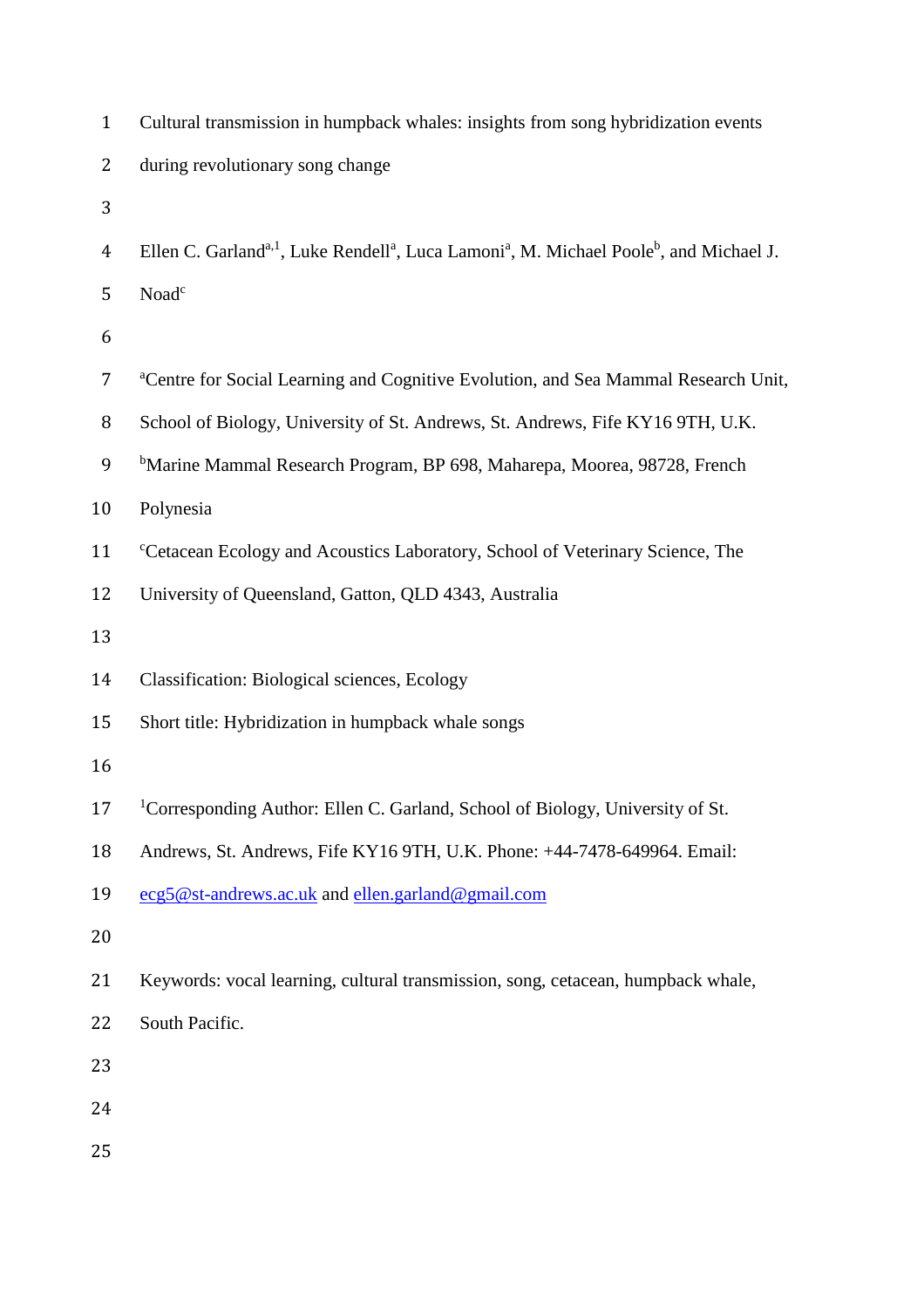# Cultural transmission in humpback whales: insights from song hybridization events during revolutionary song change

Ellen C. Garland[a,1], Luke Rendell[a], Luca Lamoni[a], M. Michael Poole[b], and Michael J. Noad[c]

[a]Centre for Social Learning and Cognitive Evolution, and Sea Mammal Research Unit, School of Biology, University of St. Andrews, St. Andrews, Fife KY16 9TH, U.K.

[b]Marine Mammal Research Program, BP 698, Maharepa, Moorea, 98728, French Polynesia

[c]Cetacean Ecology and Acoustics Laboratory, School of Veterinary Science, The University of Queensland, Gatton, QLD 4343, Australia

Classification: Biological sciences, Ecology

Short title: Hybridization in humpback whale songs

[1]Corresponding Author: Ellen C. Garland, School of Biology, University of St. Andrews, St. Andrews, Fife KY16 9TH, U.K. Phone: +44-7478-649964. Email: ecg5@st-andrews.ac.uk and ellen.garland@gmail.com

Keywords: vocal learning, cultural transmission, song, cetacean, humpback whale, South Pacific.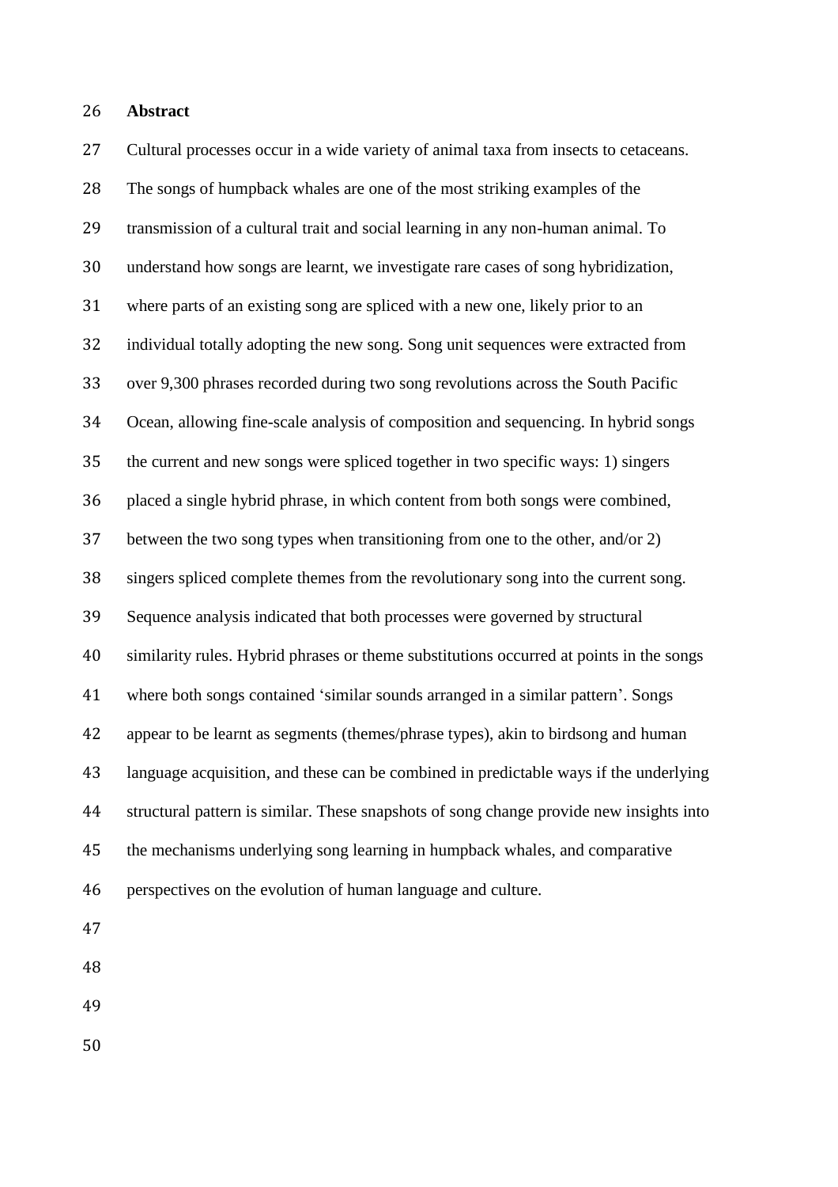## Abstract

Cultural processes occur in a wide variety of animal taxa from insects to cetaceans. The songs of humpback whales are one of the most striking examples of the transmission of a cultural trait and social learning in any non-human animal. To understand how songs are learnt, we investigate rare cases of song hybridization, where parts of an existing song are spliced with a new one, likely prior to an individual totally adopting the new song. Song unit sequences were extracted from over 9,300 phrases recorded during two song revolutions across the South Pacific Ocean, allowing fine-scale analysis of composition and sequencing. In hybrid songs the current and new songs were spliced together in two specific ways: 1) singers placed a single hybrid phrase, in which content from both songs were combined, between the two song types when transitioning from one to the other, and/or 2) singers spliced complete themes from the revolutionary song into the current song. Sequence analysis indicated that both processes were governed by structural similarity rules. Hybrid phrases or theme substitutions occurred at points in the songs where both songs contained 'similar sounds arranged in a similar pattern'. Songs appear to be learnt as segments (themes/phrase types), akin to birdsong and human language acquisition, and these can be combined in predictable ways if the underlying structural pattern is similar. These snapshots of song change provide new insights into the mechanisms underlying song learning in humpback whales, and comparative perspectives on the evolution of human language and culture.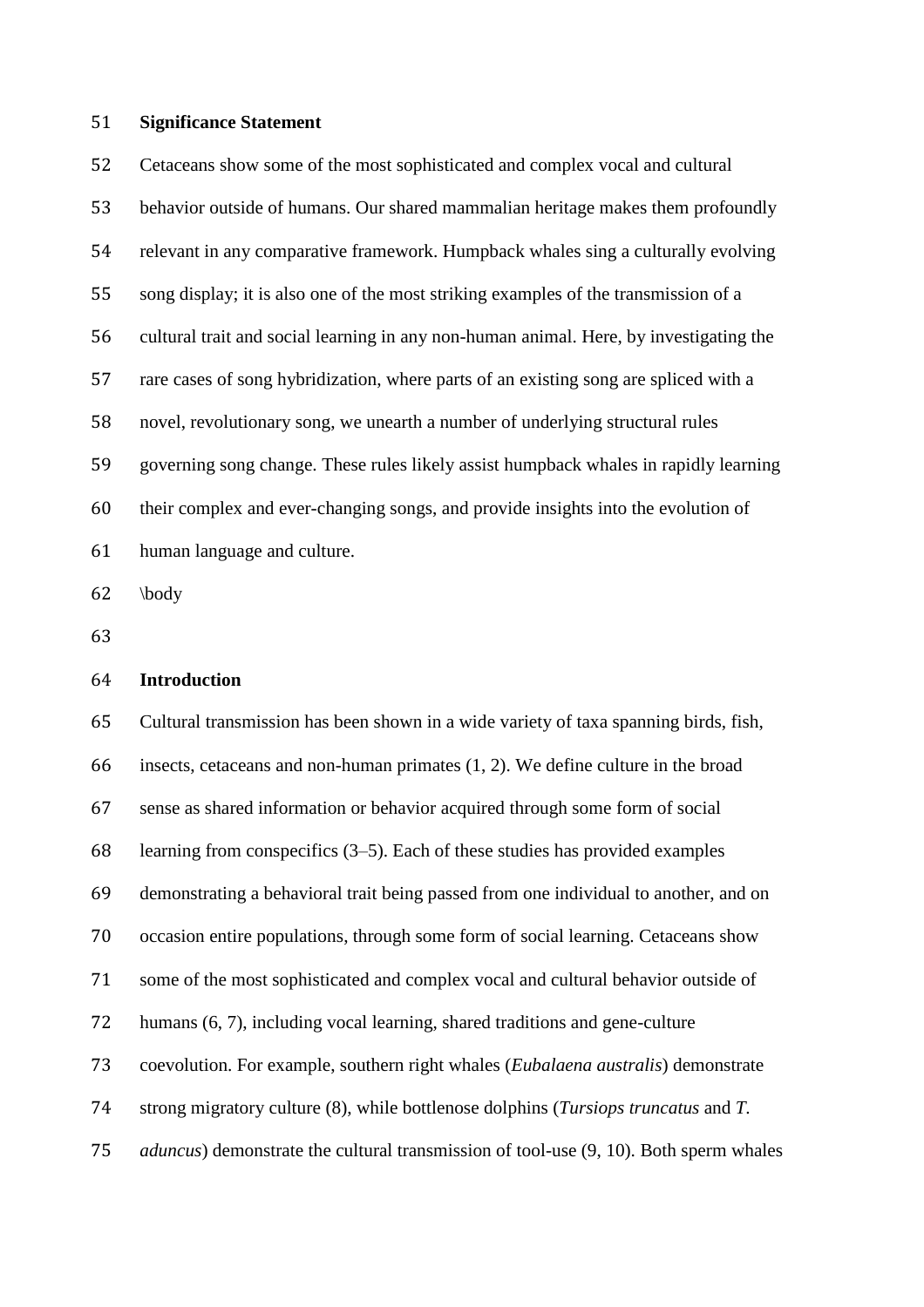## Significance Statement

Cetaceans show some of the most sophisticated and complex vocal and cultural behavior outside of humans. Our shared mammalian heritage makes them profoundly relevant in any comparative framework. Humpback whales sing a culturally evolving song display; it is also one of the most striking examples of the transmission of a cultural trait and social learning in any non-human animal. Here, by investigating the rare cases of song hybridization, where parts of an existing song are spliced with a novel, revolutionary song, we unearth a number of underlying structural rules governing song change. These rules likely assist humpback whales in rapidly learning their complex and ever-changing songs, and provide insights into the evolution of human language and culture.

\body

## Introduction

Cultural transmission has been shown in a wide variety of taxa spanning birds, fish, insects, cetaceans and non-human primates (1, 2). We define culture in the broad sense as shared information or behavior acquired through some form of social learning from conspecifics (3–5). Each of these studies has provided examples demonstrating a behavioral trait being passed from one individual to another, and on occasion entire populations, through some form of social learning. Cetaceans show some of the most sophisticated and complex vocal and cultural behavior outside of humans (6, 7), including vocal learning, shared traditions and gene-culture coevolution. For example, southern right whales (*Eubalaena australis*) demonstrate strong migratory culture (8), while bottlenose dolphins (*Tursiops truncatus* and *T. aduncus*) demonstrate the cultural transmission of tool-use (9, 10). Both sperm whales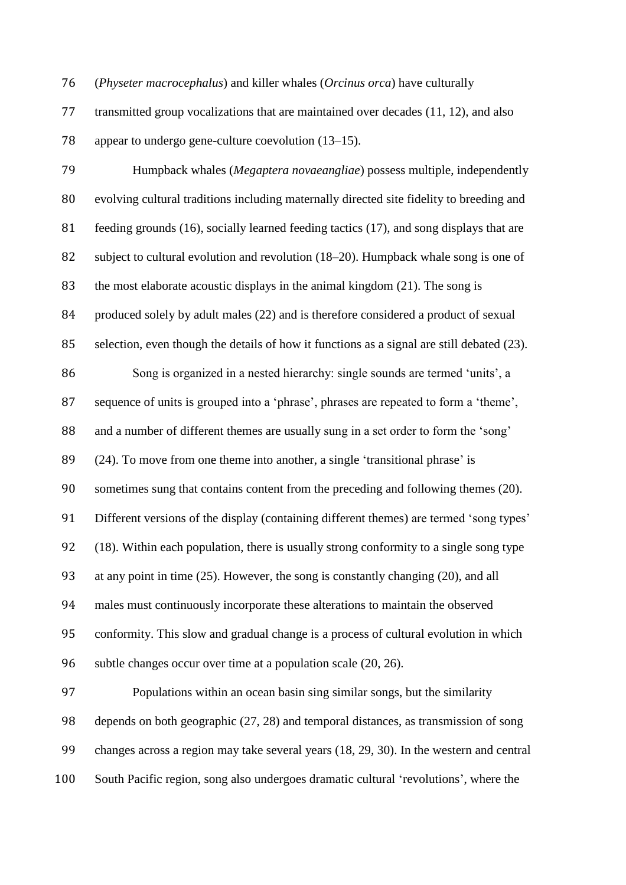(*Physeter macrocephalus*) and killer whales (*Orcinus orca*) have culturally transmitted group vocalizations that are maintained over decades (11, 12), and also appear to undergo gene-culture coevolution (13–15).

Humpback whales (*Megaptera novaeangliae*) possess multiple, independently evolving cultural traditions including maternally directed site fidelity to breeding and feeding grounds (16), socially learned feeding tactics (17), and song displays that are subject to cultural evolution and revolution (18–20). Humpback whale song is one of the most elaborate acoustic displays in the animal kingdom (21). The song is produced solely by adult males (22) and is therefore considered a product of sexual selection, even though the details of how it functions as a signal are still debated (23).

Song is organized in a nested hierarchy: single sounds are termed 'units', a sequence of units is grouped into a 'phrase', phrases are repeated to form a 'theme', and a number of different themes are usually sung in a set order to form the 'song' (24). To move from one theme into another, a single 'transitional phrase' is sometimes sung that contains content from the preceding and following themes (20). Different versions of the display (containing different themes) are termed 'song types' (18). Within each population, there is usually strong conformity to a single song type at any point in time (25). However, the song is constantly changing (20), and all males must continuously incorporate these alterations to maintain the observed conformity. This slow and gradual change is a process of cultural evolution in which subtle changes occur over time at a population scale (20, 26).

Populations within an ocean basin sing similar songs, but the similarity depends on both geographic (27, 28) and temporal distances, as transmission of song changes across a region may take several years (18, 29, 30). In the western and central South Pacific region, song also undergoes dramatic cultural 'revolutions', where the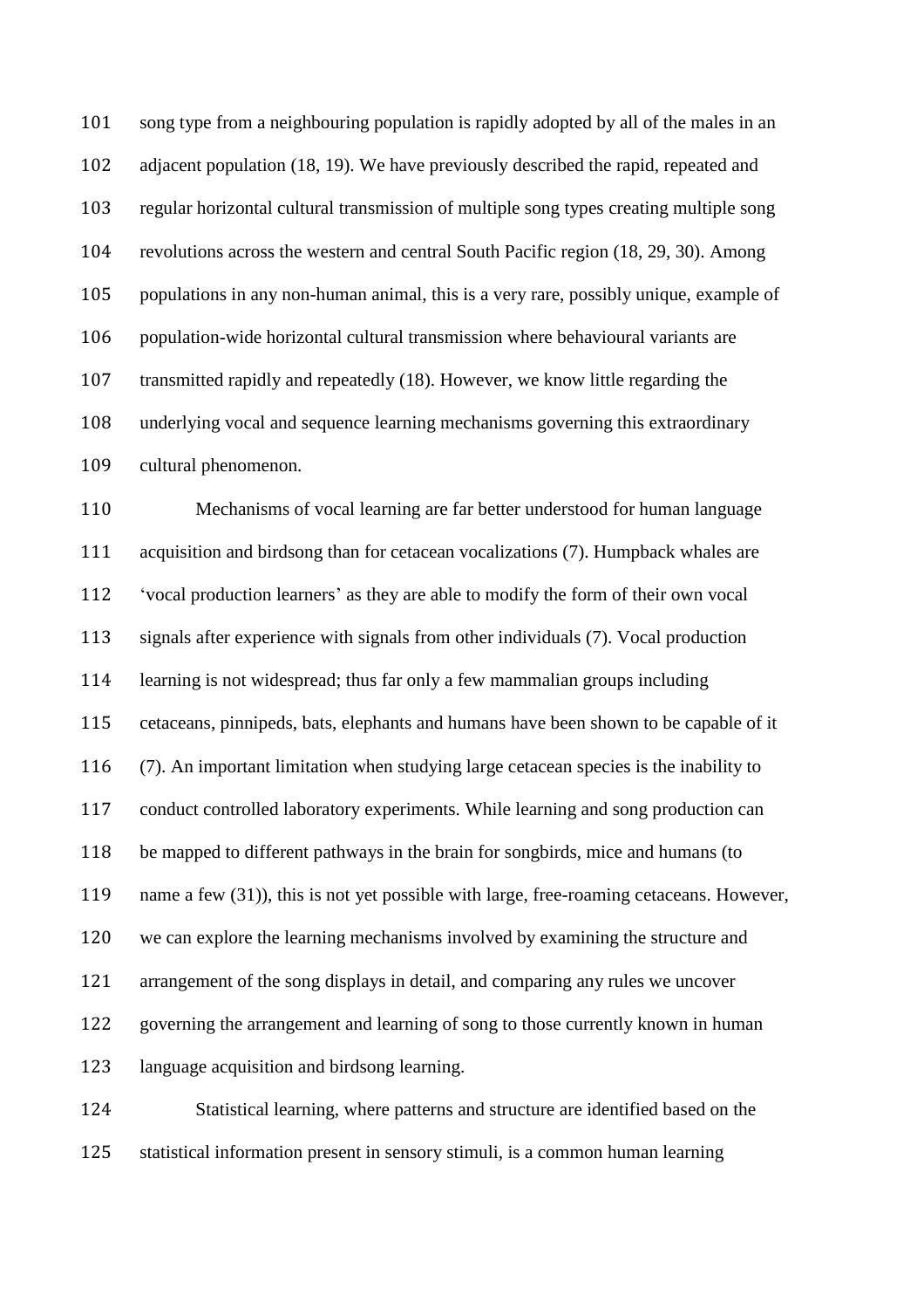song type from a neighbouring population is rapidly adopted by all of the males in an adjacent population (18, 19). We have previously described the rapid, repeated and regular horizontal cultural transmission of multiple song types creating multiple song revolutions across the western and central South Pacific region (18, 29, 30). Among populations in any non-human animal, this is a very rare, possibly unique, example of population-wide horizontal cultural transmission where behavioural variants are transmitted rapidly and repeatedly (18). However, we know little regarding the underlying vocal and sequence learning mechanisms governing this extraordinary cultural phenomenon.

Mechanisms of vocal learning are far better understood for human language acquisition and birdsong than for cetacean vocalizations (7). Humpback whales are 'vocal production learners' as they are able to modify the form of their own vocal signals after experience with signals from other individuals (7). Vocal production learning is not widespread; thus far only a few mammalian groups including cetaceans, pinnipeds, bats, elephants and humans have been shown to be capable of it (7). An important limitation when studying large cetacean species is the inability to conduct controlled laboratory experiments. While learning and song production can be mapped to different pathways in the brain for songbirds, mice and humans (to name a few (31)), this is not yet possible with large, free-roaming cetaceans. However, we can explore the learning mechanisms involved by examining the structure and arrangement of the song displays in detail, and comparing any rules we uncover governing the arrangement and learning of song to those currently known in human language acquisition and birdsong learning.

Statistical learning, where patterns and structure are identified based on the statistical information present in sensory stimuli, is a common human learning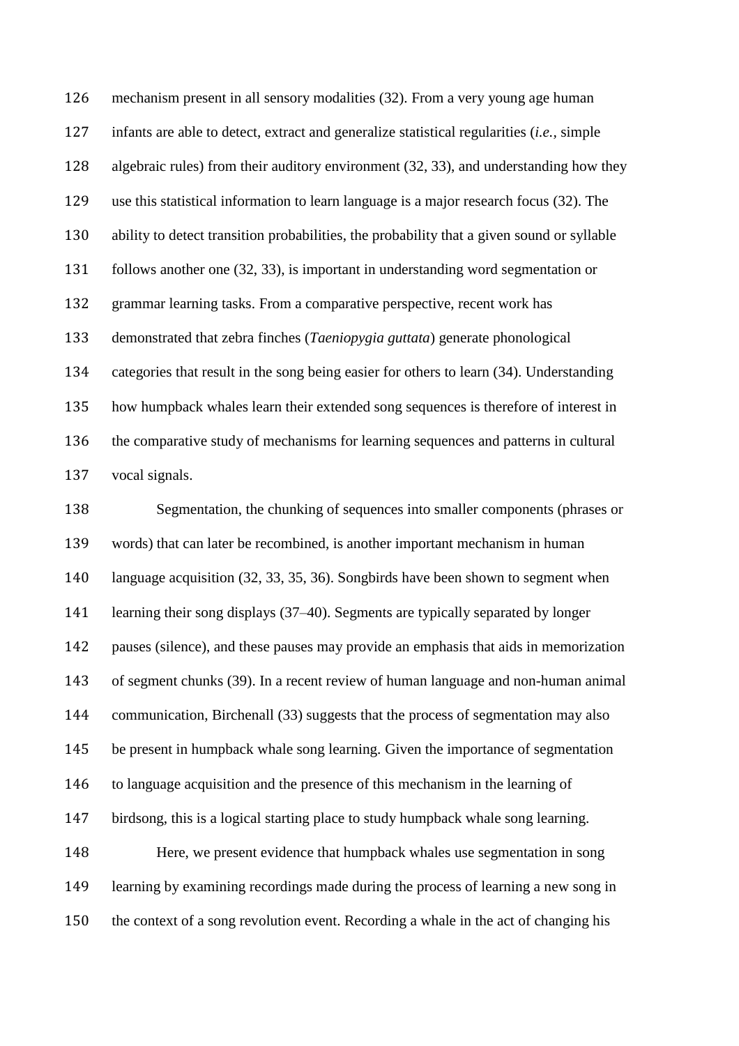mechanism present in all sensory modalities (32). From a very young age human infants are able to detect, extract and generalize statistical regularities (*i.e.*, simple algebraic rules) from their auditory environment (32, 33), and understanding how they use this statistical information to learn language is a major research focus (32). The ability to detect transition probabilities, the probability that a given sound or syllable follows another one (32, 33), is important in understanding word segmentation or grammar learning tasks. From a comparative perspective, recent work has demonstrated that zebra finches (*Taeniopygia guttata*) generate phonological categories that result in the song being easier for others to learn (34). Understanding how humpback whales learn their extended song sequences is therefore of interest in the comparative study of mechanisms for learning sequences and patterns in cultural vocal signals.

Segmentation, the chunking of sequences into smaller components (phrases or words) that can later be recombined, is another important mechanism in human language acquisition (32, 33, 35, 36). Songbirds have been shown to segment when learning their song displays (37–40). Segments are typically separated by longer pauses (silence), and these pauses may provide an emphasis that aids in memorization of segment chunks (39). In a recent review of human language and non-human animal communication, Birchenall (33) suggests that the process of segmentation may also be present in humpback whale song learning. Given the importance of segmentation to language acquisition and the presence of this mechanism in the learning of birdsong, this is a logical starting place to study humpback whale song learning.

Here, we present evidence that humpback whales use segmentation in song learning by examining recordings made during the process of learning a new song in the context of a song revolution event. Recording a whale in the act of changing his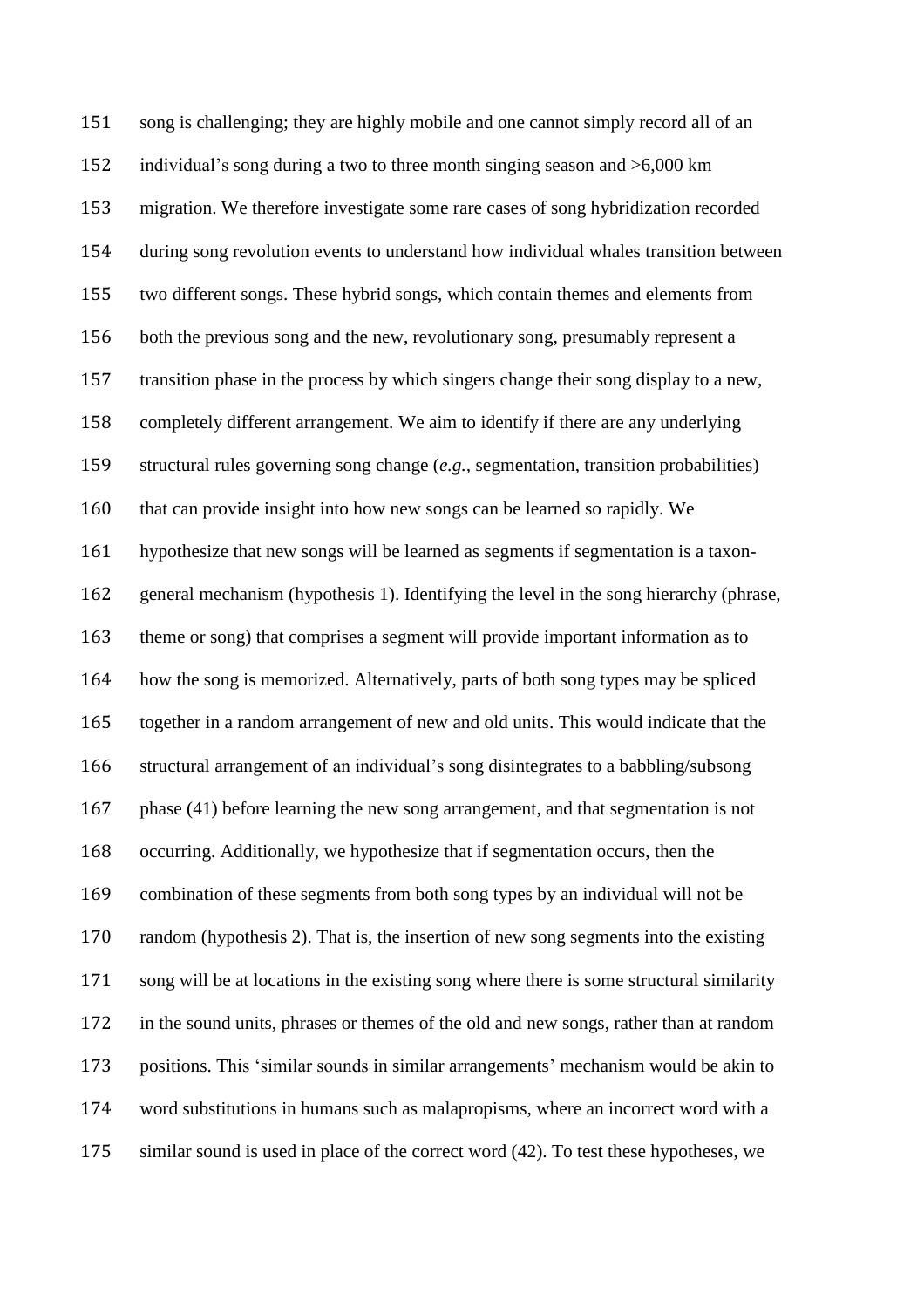song is challenging; they are highly mobile and one cannot simply record all of an individual's song during a two to three month singing season and >6,000 km migration. We therefore investigate some rare cases of song hybridization recorded during song revolution events to understand how individual whales transition between two different songs. These hybrid songs, which contain themes and elements from both the previous song and the new, revolutionary song, presumably represent a transition phase in the process by which singers change their song display to a new, completely different arrangement. We aim to identify if there are any underlying structural rules governing song change (*e.g.*, segmentation, transition probabilities) that can provide insight into how new songs can be learned so rapidly. We hypothesize that new songs will be learned as segments if segmentation is a taxon-general mechanism (hypothesis 1). Identifying the level in the song hierarchy (phrase, theme or song) that comprises a segment will provide important information as to how the song is memorized. Alternatively, parts of both song types may be spliced together in a random arrangement of new and old units. This would indicate that the structural arrangement of an individual's song disintegrates to a babbling/subsong phase (41) before learning the new song arrangement, and that segmentation is not occurring. Additionally, we hypothesize that if segmentation occurs, then the combination of these segments from both song types by an individual will not be random (hypothesis 2). That is, the insertion of new song segments into the existing song will be at locations in the existing song where there is some structural similarity in the sound units, phrases or themes of the old and new songs, rather than at random positions. This 'similar sounds in similar arrangements' mechanism would be akin to word substitutions in humans such as malapropisms, where an incorrect word with a similar sound is used in place of the correct word (42). To test these hypotheses, we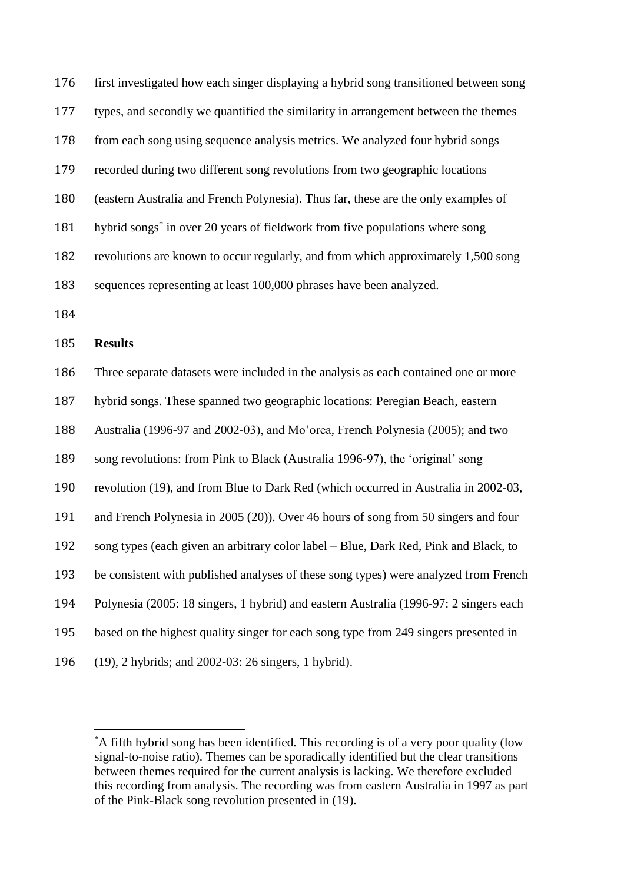first investigated how each singer displaying a hybrid song transitioned between song types, and secondly we quantified the similarity in arrangement between the themes from each song using sequence analysis metrics. We analyzed four hybrid songs recorded during two different song revolutions from two geographic locations (eastern Australia and French Polynesia). Thus far, these are the only examples of hybrid songs* in over 20 years of fieldwork from five populations where song revolutions are known to occur regularly, and from which approximately 1,500 song sequences representing at least 100,000 phrases have been analyzed.

## Results

Three separate datasets were included in the analysis as each contained one or more hybrid songs. These spanned two geographic locations: Peregian Beach, eastern Australia (1996-97 and 2002-03), and Mo'orea, French Polynesia (2005); and two song revolutions: from Pink to Black (Australia 1996-97), the 'original' song revolution (19), and from Blue to Dark Red (which occurred in Australia in 2002-03, and French Polynesia in 2005 (20)). Over 46 hours of song from 50 singers and four song types (each given an arbitrary color label – Blue, Dark Red, Pink and Black, to be consistent with published analyses of these song types) were analyzed from French Polynesia (2005: 18 singers, 1 hybrid) and eastern Australia (1996-97: 2 singers each based on the highest quality singer for each song type from 249 singers presented in (19), 2 hybrids; and 2002-03: 26 singers, 1 hybrid).

*A fifth hybrid song has been identified. This recording is of a very poor quality (low signal-to-noise ratio). Themes can be sporadically identified but the clear transitions between themes required for the current analysis is lacking. We therefore excluded this recording from analysis. The recording was from eastern Australia in 1997 as part of the Pink-Black song revolution presented in (19).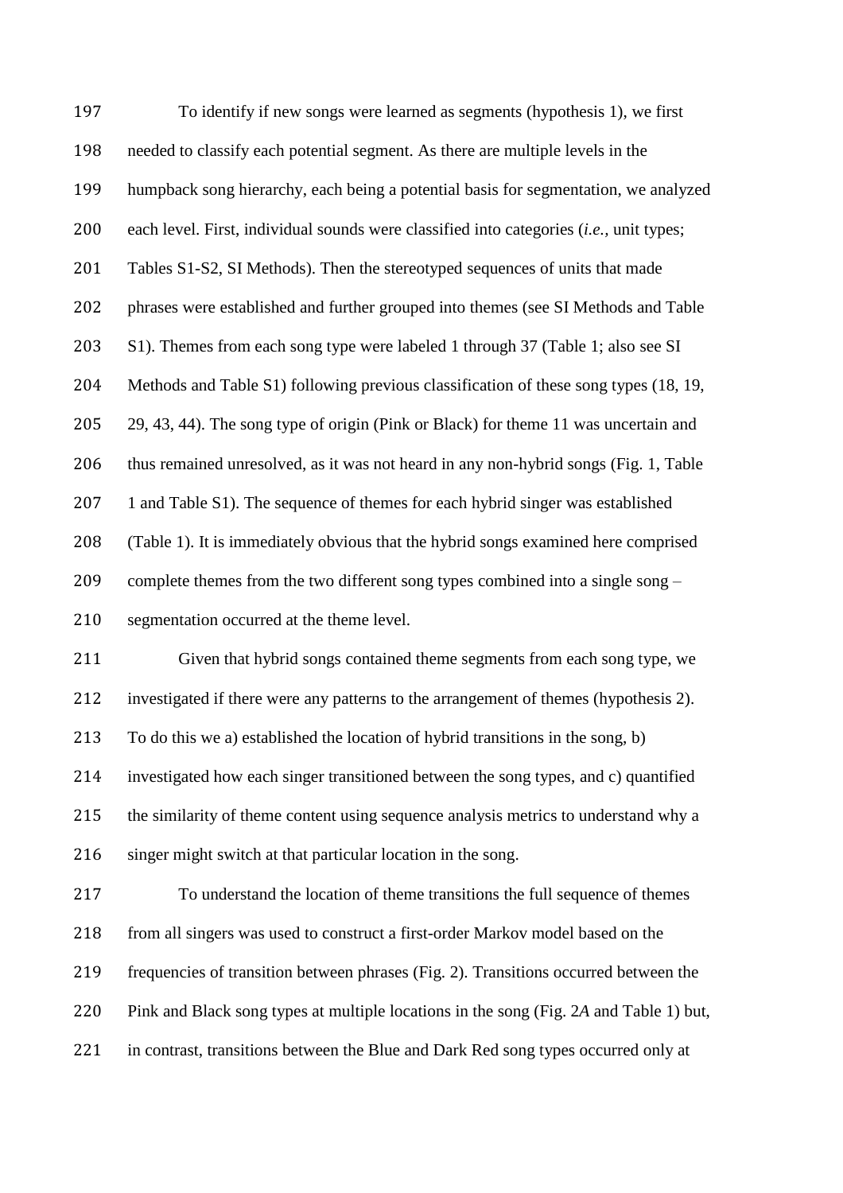To identify if new songs were learned as segments (hypothesis 1), we first needed to classify each potential segment. As there are multiple levels in the humpback song hierarchy, each being a potential basis for segmentation, we analyzed each level. First, individual sounds were classified into categories (*i.e.*, unit types; Tables S1-S2, SI Methods). Then the stereotyped sequences of units that made phrases were established and further grouped into themes (see SI Methods and Table S1). Themes from each song type were labeled 1 through 37 (Table 1; also see SI Methods and Table S1) following previous classification of these song types (18, 19, 29, 43, 44). The song type of origin (Pink or Black) for theme 11 was uncertain and thus remained unresolved, as it was not heard in any non-hybrid songs (Fig. 1, Table 1 and Table S1). The sequence of themes for each hybrid singer was established (Table 1). It is immediately obvious that the hybrid songs examined here comprised complete themes from the two different song types combined into a single song – segmentation occurred at the theme level.

Given that hybrid songs contained theme segments from each song type, we investigated if there were any patterns to the arrangement of themes (hypothesis 2). To do this we a) established the location of hybrid transitions in the song, b) investigated how each singer transitioned between the song types, and c) quantified the similarity of theme content using sequence analysis metrics to understand why a singer might switch at that particular location in the song.

To understand the location of theme transitions the full sequence of themes from all singers was used to construct a first-order Markov model based on the frequencies of transition between phrases (Fig. 2). Transitions occurred between the Pink and Black song types at multiple locations in the song (Fig. 2*A* and Table 1) but, in contrast, transitions between the Blue and Dark Red song types occurred only at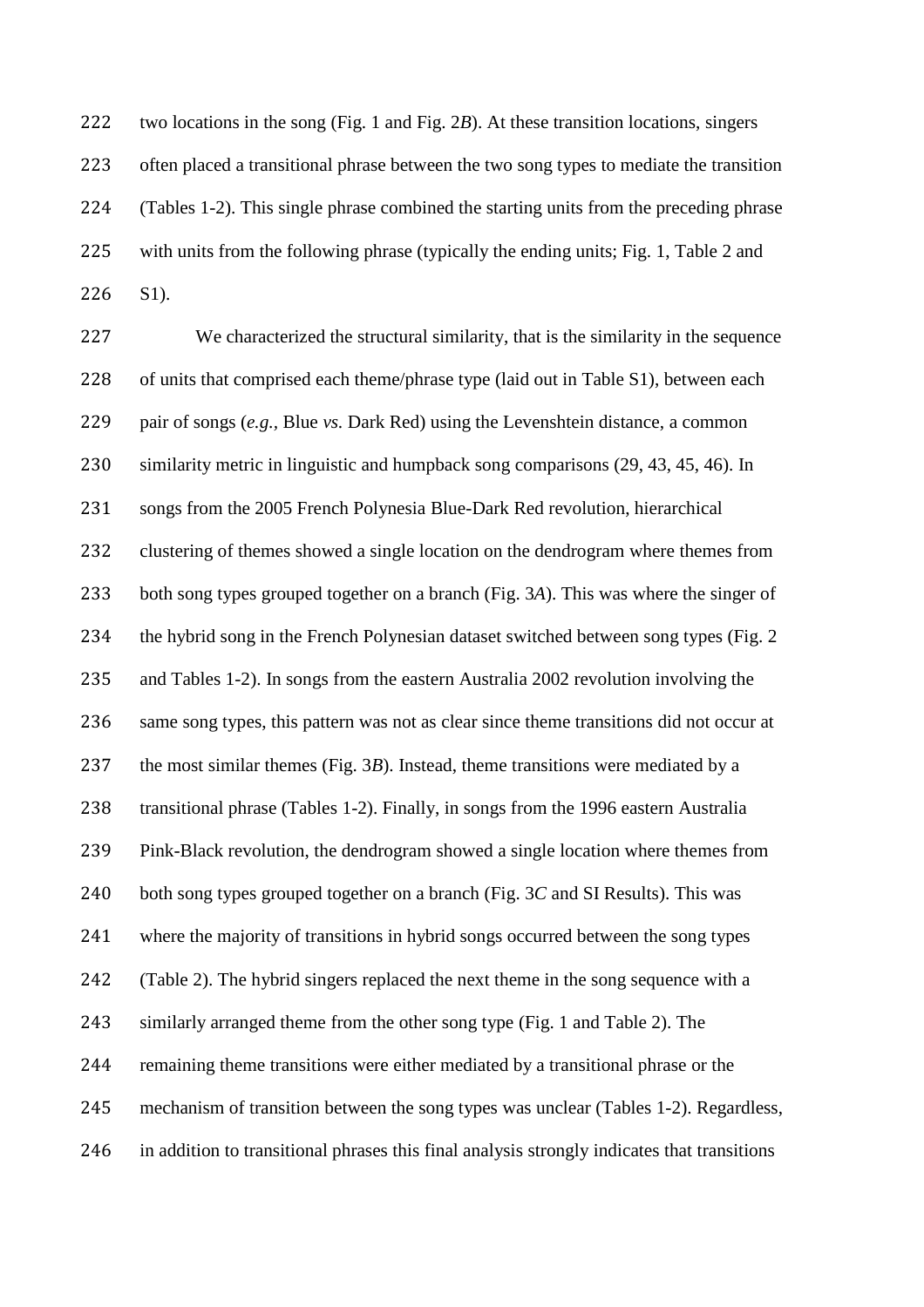two locations in the song (Fig. 1 and Fig. 2*B*). At these transition locations, singers often placed a transitional phrase between the two song types to mediate the transition (Tables 1-2). This single phrase combined the starting units from the preceding phrase with units from the following phrase (typically the ending units; Fig. 1, Table 2 and S1).

We characterized the structural similarity, that is the similarity in the sequence of units that comprised each theme/phrase type (laid out in Table S1), between each pair of songs (*e.g.*, Blue *vs.* Dark Red) using the Levenshtein distance, a common similarity metric in linguistic and humpback song comparisons (29, 43, 45, 46). In songs from the 2005 French Polynesia Blue-Dark Red revolution, hierarchical clustering of themes showed a single location on the dendrogram where themes from both song types grouped together on a branch (Fig. 3*A*). This was where the singer of the hybrid song in the French Polynesian dataset switched between song types (Fig. 2 and Tables 1-2). In songs from the eastern Australia 2002 revolution involving the same song types, this pattern was not as clear since theme transitions did not occur at the most similar themes (Fig. 3*B*). Instead, theme transitions were mediated by a transitional phrase (Tables 1-2). Finally, in songs from the 1996 eastern Australia Pink-Black revolution, the dendrogram showed a single location where themes from both song types grouped together on a branch (Fig. 3*C* and SI Results). This was where the majority of transitions in hybrid songs occurred between the song types (Table 2). The hybrid singers replaced the next theme in the song sequence with a similarly arranged theme from the other song type (Fig. 1 and Table 2). The remaining theme transitions were either mediated by a transitional phrase or the mechanism of transition between the song types was unclear (Tables 1-2). Regardless, in addition to transitional phrases this final analysis strongly indicates that transitions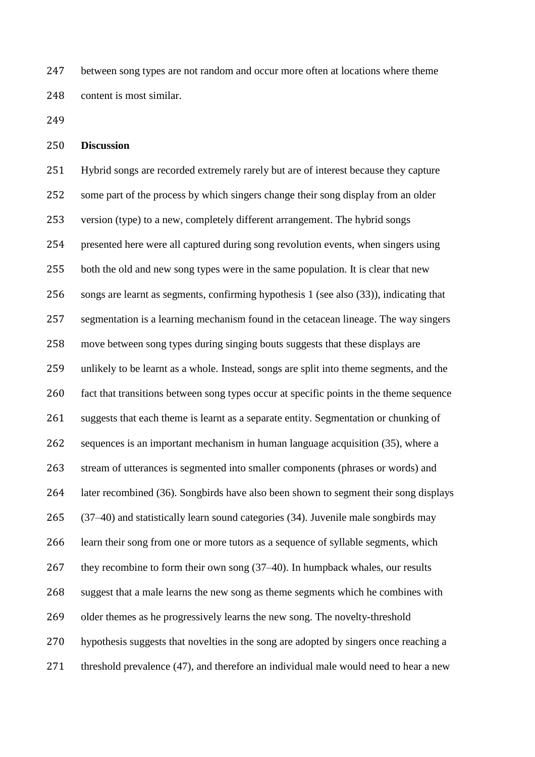between song types are not random and occur more often at locations where theme content is most similar.

## Discussion

Hybrid songs are recorded extremely rarely but are of interest because they capture some part of the process by which singers change their song display from an older version (type) to a new, completely different arrangement. The hybrid songs presented here were all captured during song revolution events, when singers using both the old and new song types were in the same population. It is clear that new songs are learnt as segments, confirming hypothesis 1 (see also (33)), indicating that segmentation is a learning mechanism found in the cetacean lineage. The way singers move between song types during singing bouts suggests that these displays are unlikely to be learnt as a whole. Instead, songs are split into theme segments, and the fact that transitions between song types occur at specific points in the theme sequence suggests that each theme is learnt as a separate entity. Segmentation or chunking of sequences is an important mechanism in human language acquisition (35), where a stream of utterances is segmented into smaller components (phrases or words) and later recombined (36). Songbirds have also been shown to segment their song displays (37–40) and statistically learn sound categories (34). Juvenile male songbirds may learn their song from one or more tutors as a sequence of syllable segments, which they recombine to form their own song (37–40). In humpback whales, our results suggest that a male learns the new song as theme segments which he combines with older themes as he progressively learns the new song. The novelty-threshold hypothesis suggests that novelties in the song are adopted by singers once reaching a threshold prevalence (47), and therefore an individual male would need to hear a new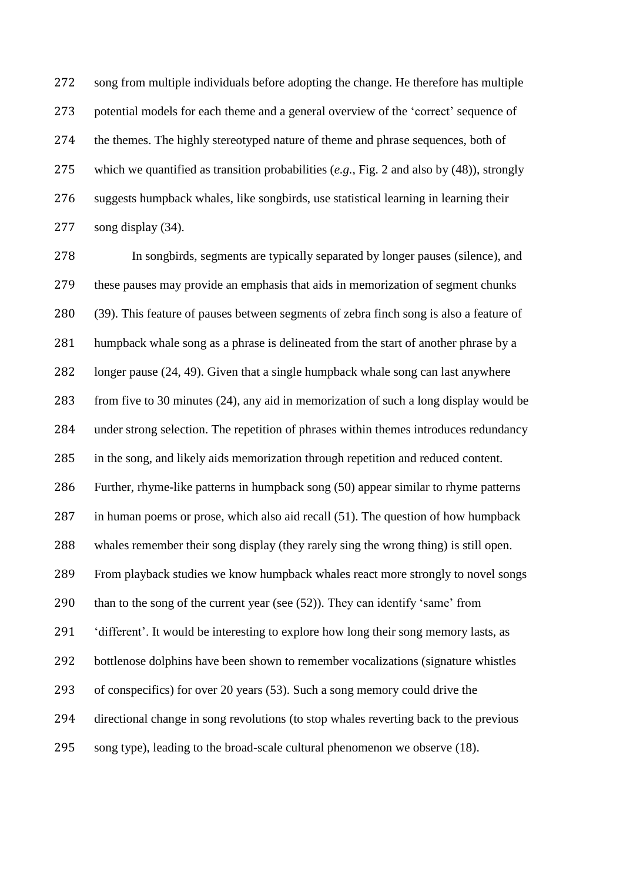song from multiple individuals before adopting the change. He therefore has multiple potential models for each theme and a general overview of the 'correct' sequence of the themes. The highly stereotyped nature of theme and phrase sequences, both of which we quantified as transition probabilities (*e.g.,* Fig. 2 and also by (48)), strongly suggests humpback whales, like songbirds, use statistical learning in learning their song display (34).

In songbirds, segments are typically separated by longer pauses (silence), and these pauses may provide an emphasis that aids in memorization of segment chunks (39). This feature of pauses between segments of zebra finch song is also a feature of humpback whale song as a phrase is delineated from the start of another phrase by a longer pause (24, 49). Given that a single humpback whale song can last anywhere from five to 30 minutes (24), any aid in memorization of such a long display would be under strong selection. The repetition of phrases within themes introduces redundancy in the song, and likely aids memorization through repetition and reduced content. Further, rhyme-like patterns in humpback song (50) appear similar to rhyme patterns in human poems or prose, which also aid recall (51). The question of how humpback whales remember their song display (they rarely sing the wrong thing) is still open. From playback studies we know humpback whales react more strongly to novel songs than to the song of the current year (see (52)). They can identify 'same' from 'different'. It would be interesting to explore how long their song memory lasts, as bottlenose dolphins have been shown to remember vocalizations (signature whistles of conspecifics) for over 20 years (53). Such a song memory could drive the directional change in song revolutions (to stop whales reverting back to the previous song type), leading to the broad-scale cultural phenomenon we observe (18).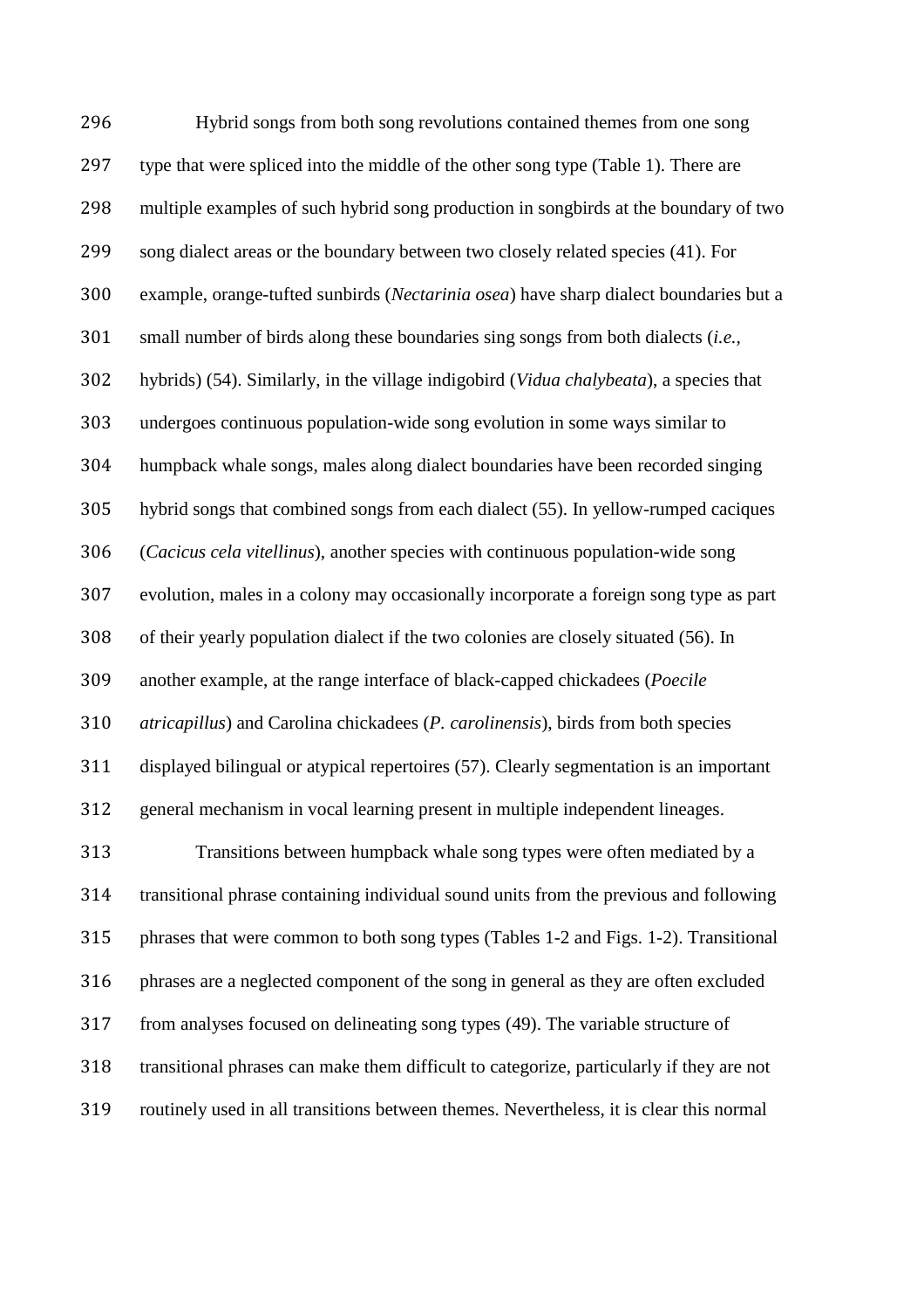Hybrid songs from both song revolutions contained themes from one song type that were spliced into the middle of the other song type (Table 1). There are multiple examples of such hybrid song production in songbirds at the boundary of two song dialect areas or the boundary between two closely related species (41). For example, orange-tufted sunbirds (*Nectarinia osea*) have sharp dialect boundaries but a small number of birds along these boundaries sing songs from both dialects (*i.e.*, hybrids) (54). Similarly, in the village indigobird (*Vidua chalybeata*), a species that undergoes continuous population-wide song evolution in some ways similar to humpback whale songs, males along dialect boundaries have been recorded singing hybrid songs that combined songs from each dialect (55). In yellow-rumped caciques (*Cacicus cela vitellinus*), another species with continuous population-wide song evolution, males in a colony may occasionally incorporate a foreign song type as part of their yearly population dialect if the two colonies are closely situated (56). In another example, at the range interface of black-capped chickadees (*Poecile atricapillus*) and Carolina chickadees (*P. carolinensis*), birds from both species displayed bilingual or atypical repertoires (57). Clearly segmentation is an important general mechanism in vocal learning present in multiple independent lineages.

Transitions between humpback whale song types were often mediated by a transitional phrase containing individual sound units from the previous and following phrases that were common to both song types (Tables 1-2 and Figs. 1-2). Transitional phrases are a neglected component of the song in general as they are often excluded from analyses focused on delineating song types (49). The variable structure of transitional phrases can make them difficult to categorize, particularly if they are not routinely used in all transitions between themes. Nevertheless, it is clear this normal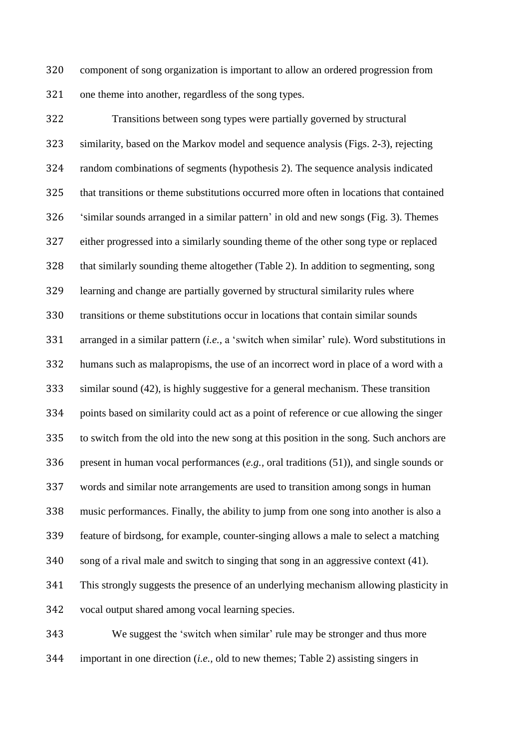component of song organization is important to allow an ordered progression from one theme into another, regardless of the song types.

Transitions between song types were partially governed by structural similarity, based on the Markov model and sequence analysis (Figs. 2-3), rejecting random combinations of segments (hypothesis 2). The sequence analysis indicated that transitions or theme substitutions occurred more often in locations that contained 'similar sounds arranged in a similar pattern' in old and new songs (Fig. 3). Themes either progressed into a similarly sounding theme of the other song type or replaced that similarly sounding theme altogether (Table 2). In addition to segmenting, song learning and change are partially governed by structural similarity rules where transitions or theme substitutions occur in locations that contain similar sounds arranged in a similar pattern (*i.e.*, a 'switch when similar' rule). Word substitutions in humans such as malapropisms, the use of an incorrect word in place of a word with a similar sound (42), is highly suggestive for a general mechanism. These transition points based on similarity could act as a point of reference or cue allowing the singer to switch from the old into the new song at this position in the song. Such anchors are present in human vocal performances (*e.g.*, oral traditions (51)), and single sounds or words and similar note arrangements are used to transition among songs in human music performances. Finally, the ability to jump from one song into another is also a feature of birdsong, for example, counter-singing allows a male to select a matching song of a rival male and switch to singing that song in an aggressive context (41). This strongly suggests the presence of an underlying mechanism allowing plasticity in vocal output shared among vocal learning species.

We suggest the 'switch when similar' rule may be stronger and thus more important in one direction (*i.e.*, old to new themes; Table 2) assisting singers in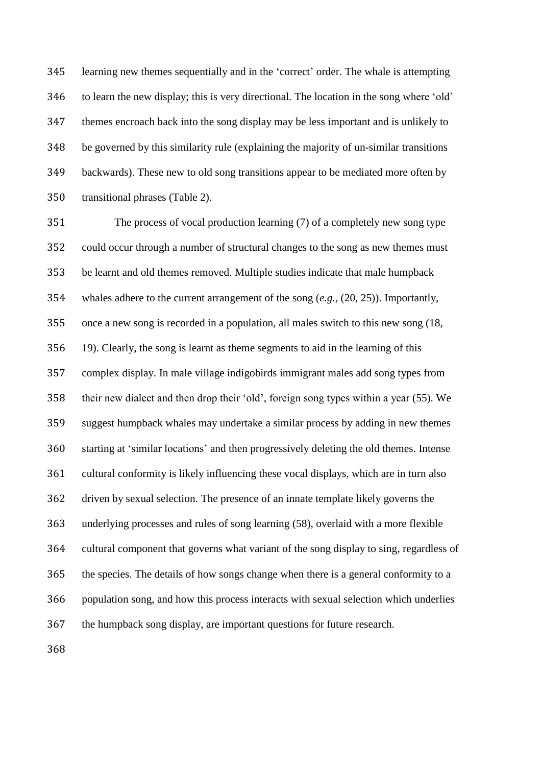learning new themes sequentially and in the 'correct' order. The whale is attempting to learn the new display; this is very directional. The location in the song where 'old' themes encroach back into the song display may be less important and is unlikely to be governed by this similarity rule (explaining the majority of un-similar transitions backwards). These new to old song transitions appear to be mediated more often by transitional phrases (Table 2).

The process of vocal production learning (7) of a completely new song type could occur through a number of structural changes to the song as new themes must be learnt and old themes removed. Multiple studies indicate that male humpback whales adhere to the current arrangement of the song (*e.g.*, (20, 25)). Importantly, once a new song is recorded in a population, all males switch to this new song (18, 19). Clearly, the song is learnt as theme segments to aid in the learning of this complex display. In male village indigobirds immigrant males add song types from their new dialect and then drop their 'old', foreign song types within a year (55). We suggest humpback whales may undertake a similar process by adding in new themes starting at 'similar locations' and then progressively deleting the old themes. Intense cultural conformity is likely influencing these vocal displays, which are in turn also driven by sexual selection. The presence of an innate template likely governs the underlying processes and rules of song learning (58), overlaid with a more flexible cultural component that governs what variant of the song display to sing, regardless of the species. The details of how songs change when there is a general conformity to a population song, and how this process interacts with sexual selection which underlies the humpback song display, are important questions for future research.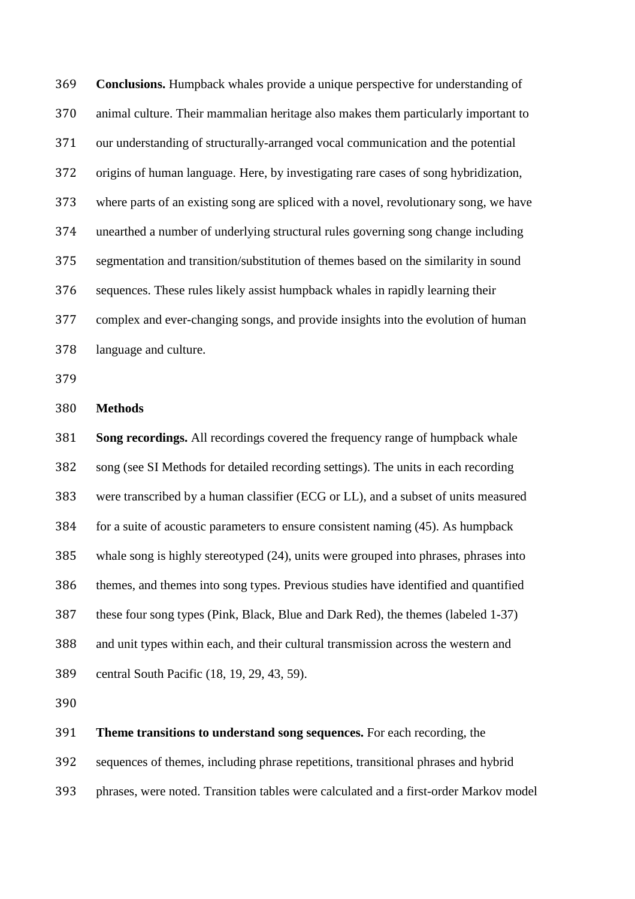**Conclusions.** Humpback whales provide a unique perspective for understanding of animal culture. Their mammalian heritage also makes them particularly important to our understanding of structurally-arranged vocal communication and the potential origins of human language. Here, by investigating rare cases of song hybridization, where parts of an existing song are spliced with a novel, revolutionary song, we have unearthed a number of underlying structural rules governing song change including segmentation and transition/substitution of themes based on the similarity in sound sequences. These rules likely assist humpback whales in rapidly learning their complex and ever-changing songs, and provide insights into the evolution of human language and culture.

## Methods

**Song recordings.** All recordings covered the frequency range of humpback whale song (see SI Methods for detailed recording settings). The units in each recording were transcribed by a human classifier (ECG or LL), and a subset of units measured for a suite of acoustic parameters to ensure consistent naming (45). As humpback whale song is highly stereotyped (24), units were grouped into phrases, phrases into themes, and themes into song types. Previous studies have identified and quantified these four song types (Pink, Black, Blue and Dark Red), the themes (labeled 1-37) and unit types within each, and their cultural transmission across the western and central South Pacific (18, 19, 29, 43, 59).

**Theme transitions to understand song sequences.** For each recording, the sequences of themes, including phrase repetitions, transitional phrases and hybrid phrases, were noted. Transition tables were calculated and a first-order Markov model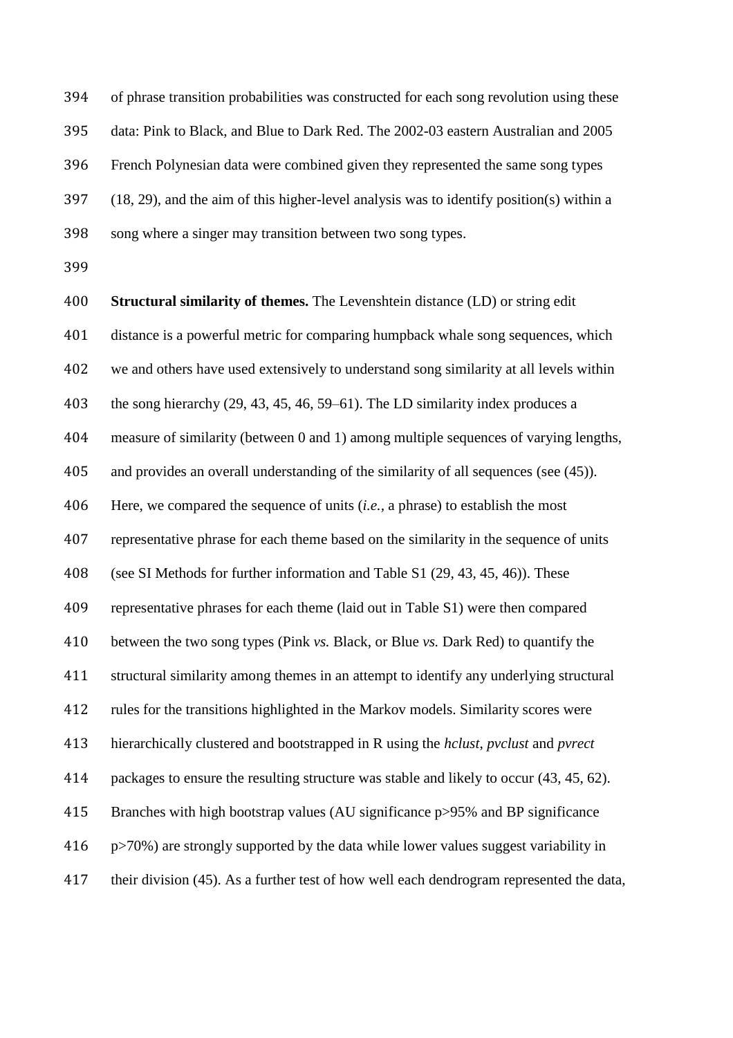of phrase transition probabilities was constructed for each song revolution using these data: Pink to Black, and Blue to Dark Red. The 2002-03 eastern Australian and 2005 French Polynesian data were combined given they represented the same song types (18, 29), and the aim of this higher-level analysis was to identify position(s) within a song where a singer may transition between two song types.

**Structural similarity of themes.** The Levenshtein distance (LD) or string edit distance is a powerful metric for comparing humpback whale song sequences, which we and others have used extensively to understand song similarity at all levels within the song hierarchy (29, 43, 45, 46, 59–61). The LD similarity index produces a measure of similarity (between 0 and 1) among multiple sequences of varying lengths, and provides an overall understanding of the similarity of all sequences (see (45)). Here, we compared the sequence of units (*i.e.,* a phrase) to establish the most representative phrase for each theme based on the similarity in the sequence of units (see SI Methods for further information and Table S1 (29, 43, 45, 46)). These representative phrases for each theme (laid out in Table S1) were then compared between the two song types (Pink *vs.* Black, or Blue *vs.* Dark Red) to quantify the structural similarity among themes in an attempt to identify any underlying structural rules for the transitions highlighted in the Markov models. Similarity scores were hierarchically clustered and bootstrapped in R using the *hclust*, *pvclust* and *pvrect* packages to ensure the resulting structure was stable and likely to occur (43, 45, 62). Branches with high bootstrap values (AU significance p>95% and BP significance p>70%) are strongly supported by the data while lower values suggest variability in their division (45). As a further test of how well each dendrogram represented the data,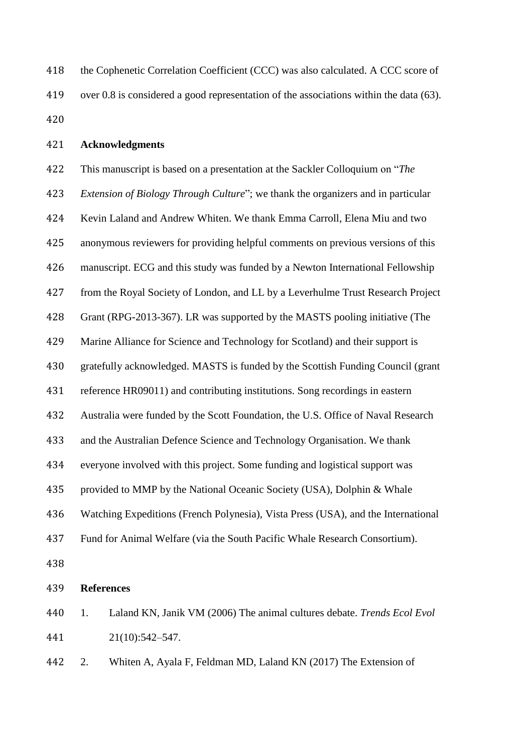the Cophenetic Correlation Coefficient (CCC) was also calculated. A CCC score of over 0.8 is considered a good representation of the associations within the data (63).

## Acknowledgments

This manuscript is based on a presentation at the Sackler Colloquium on "*The Extension of Biology Through Culture*"; we thank the organizers and in particular Kevin Laland and Andrew Whiten. We thank Emma Carroll, Elena Miu and two anonymous reviewers for providing helpful comments on previous versions of this manuscript. ECG and this study was funded by a Newton International Fellowship from the Royal Society of London, and LL by a Leverhulme Trust Research Project Grant (RPG-2013-367). LR was supported by the MASTS pooling initiative (The Marine Alliance for Science and Technology for Scotland) and their support is gratefully acknowledged. MASTS is funded by the Scottish Funding Council (grant reference HR09011) and contributing institutions. Song recordings in eastern Australia were funded by the Scott Foundation, the U.S. Office of Naval Research and the Australian Defence Science and Technology Organisation. We thank everyone involved with this project. Some funding and logistical support was provided to MMP by the National Oceanic Society (USA), Dolphin & Whale Watching Expeditions (French Polynesia), Vista Press (USA), and the International Fund for Animal Welfare (via the South Pacific Whale Research Consortium).

## References

1. Laland KN, Janik VM (2006) The animal cultures debate. *Trends Ecol Evol* 21(10):542–547.
2. Whiten A, Ayala F, Feldman MD, Laland KN (2017) The Extension of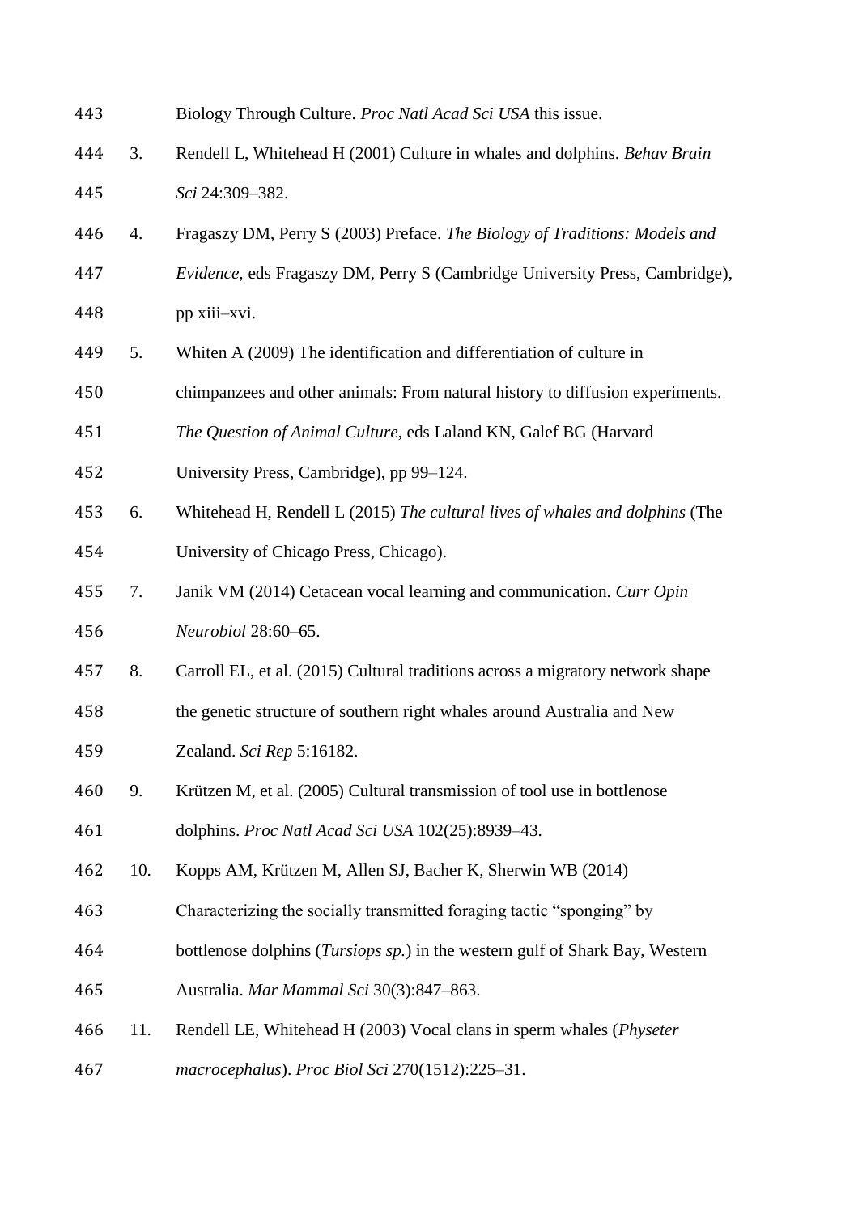Biology Through Culture. *Proc Natl Acad Sci USA* this issue.

3. Rendell L, Whitehead H (2001) Culture in whales and dolphins. *Behav Brain Sci* 24:309–382.
4. Fragaszy DM, Perry S (2003) Preface. *The Biology of Traditions: Models and Evidence*, eds Fragaszy DM, Perry S (Cambridge University Press, Cambridge), pp xiii–xvi.
5. Whiten A (2009) The identification and differentiation of culture in chimpanzees and other animals: From natural history to diffusion experiments. *The Question of Animal Culture*, eds Laland KN, Galef BG (Harvard University Press, Cambridge), pp 99–124.
6. Whitehead H, Rendell L (2015) *The cultural lives of whales and dolphins* (The University of Chicago Press, Chicago).
7. Janik VM (2014) Cetacean vocal learning and communication. *Curr Opin Neurobiol* 28:60–65.
8. Carroll EL, et al. (2015) Cultural traditions across a migratory network shape the genetic structure of southern right whales around Australia and New Zealand. *Sci Rep* 5:16182.
9. Krützen M, et al. (2005) Cultural transmission of tool use in bottlenose dolphins. *Proc Natl Acad Sci USA* 102(25):8939–43.
10. Kopps AM, Krützen M, Allen SJ, Bacher K, Sherwin WB (2014) Characterizing the socially transmitted foraging tactic “sponging” by bottlenose dolphins (*Tursiops sp.*) in the western gulf of Shark Bay, Western Australia. *Mar Mammal Sci* 30(3):847–863.
11. Rendell LE, Whitehead H (2003) Vocal clans in sperm whales (*Physeter macrocephalus*). *Proc Biol Sci* 270(1512):225–31.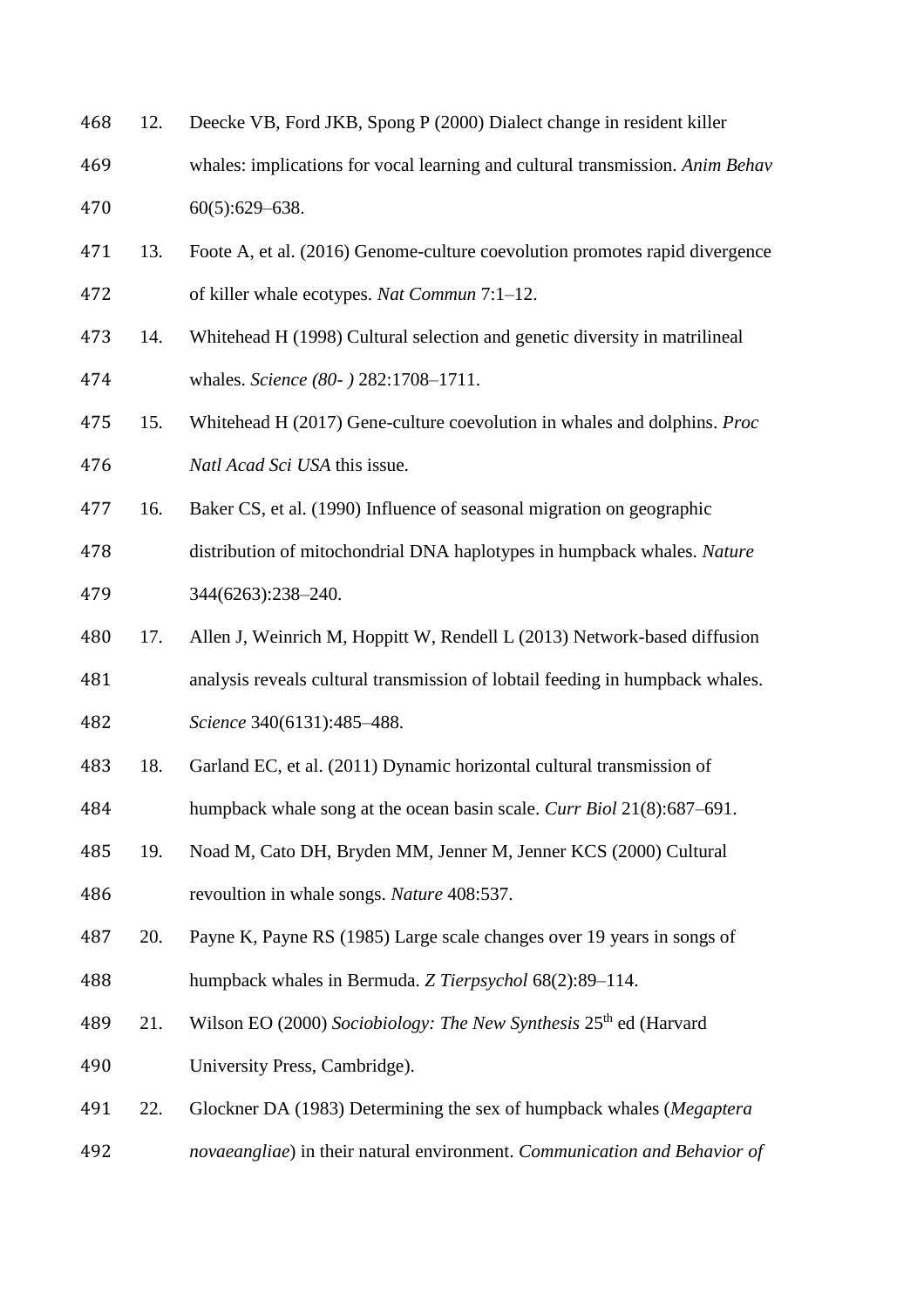12. Deecke VB, Ford JKB, Spong P (2000) Dialect change in resident killer whales: implications for vocal learning and cultural transmission. *Anim Behav* 60(5):629–638.
13. Foote A, et al. (2016) Genome-culture coevolution promotes rapid divergence of killer whale ecotypes. *Nat Commun* 7:1–12.
14. Whitehead H (1998) Cultural selection and genetic diversity in matrilineal whales. *Science (80- )* 282:1708–1711.
15. Whitehead H (2017) Gene-culture coevolution in whales and dolphins. *Proc Natl Acad Sci USA* this issue.
16. Baker CS, et al. (1990) Influence of seasonal migration on geographic distribution of mitochondrial DNA haplotypes in humpback whales. *Nature* 344(6263):238–240.
17. Allen J, Weinrich M, Hoppitt W, Rendell L (2013) Network-based diffusion analysis reveals cultural transmission of lobtail feeding in humpback whales. *Science* 340(6131):485–488.
18. Garland EC, et al. (2011) Dynamic horizontal cultural transmission of humpback whale song at the ocean basin scale. *Curr Biol* 21(8):687–691.
19. Noad M, Cato DH, Bryden MM, Jenner M, Jenner KCS (2000) Cultural revoultion in whale songs. *Nature* 408:537.
20. Payne K, Payne RS (1985) Large scale changes over 19 years in songs of humpback whales in Bermuda. *Z Tierpsychol* 68(2):89–114.
21. Wilson EO (2000) *Sociobiology: The New Synthesis* 25th ed (Harvard University Press, Cambridge).
22. Glockner DA (1983) Determining the sex of humpback whales (*Megaptera novaeangliae*) in their natural environment. *Communication and Behavior of*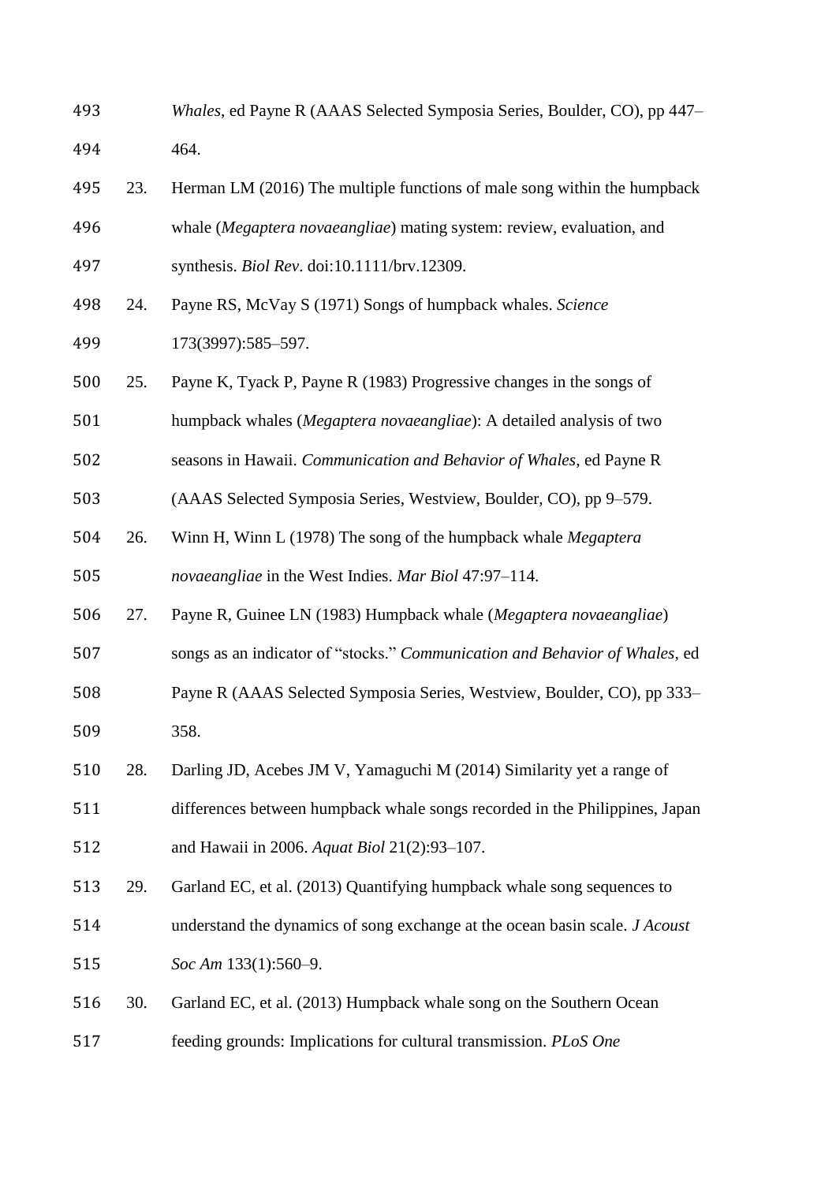*Whales*, ed Payne R (AAAS Selected Symposia Series, Boulder, CO), pp 447–464.

23. Herman LM (2016) The multiple functions of male song within the humpback whale (*Megaptera novaeangliae*) mating system: review, evaluation, and synthesis. *Biol Rev*. doi:10.1111/brv.12309.
24. Payne RS, McVay S (1971) Songs of humpback whales. *Science* 173(3997):585–597.
25. Payne K, Tyack P, Payne R (1983) Progressive changes in the songs of humpback whales (*Megaptera novaeangliae*): A detailed analysis of two seasons in Hawaii. *Communication and Behavior of Whales*, ed Payne R (AAAS Selected Symposia Series, Westview, Boulder, CO), pp 9–579.
26. Winn H, Winn L (1978) The song of the humpback whale *Megaptera novaeangliae* in the West Indies. *Mar Biol* 47:97–114.
27. Payne R, Guinee LN (1983) Humpback whale (*Megaptera novaeangliae*) songs as an indicator of "stocks." *Communication and Behavior of Whales*, ed Payne R (AAAS Selected Symposia Series, Westview, Boulder, CO), pp 333–358.
28. Darling JD, Acebes JM V, Yamaguchi M (2014) Similarity yet a range of differences between humpback whale songs recorded in the Philippines, Japan and Hawaii in 2006. *Aquat Biol* 21(2):93–107.
29. Garland EC, et al. (2013) Quantifying humpback whale song sequences to understand the dynamics of song exchange at the ocean basin scale. *J Acoust Soc Am* 133(1):560–9.
30. Garland EC, et al. (2013) Humpback whale song on the Southern Ocean feeding grounds: Implications for cultural transmission. *PLoS One*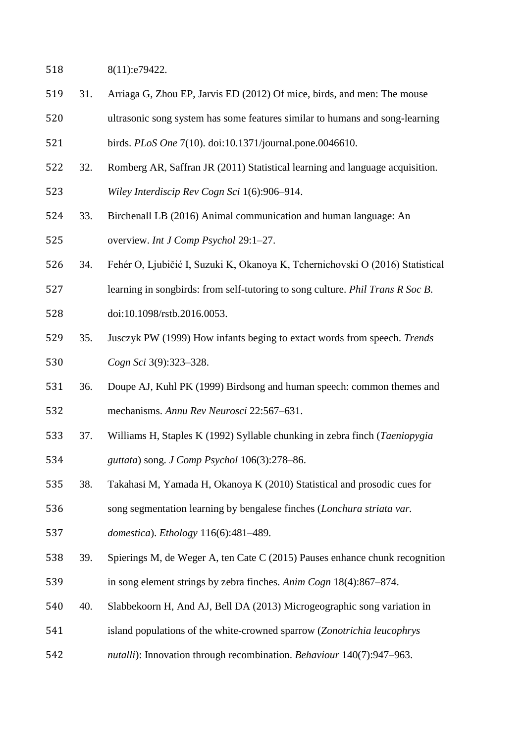8(11):e79422.

31. Arriaga G, Zhou EP, Jarvis ED (2012) Of mice, birds, and men: The mouse ultrasonic song system has some features similar to humans and song-learning birds. *PLoS One* 7(10). doi:10.1371/journal.pone.0046610.
32. Romberg AR, Saffran JR (2011) Statistical learning and language acquisition. *Wiley Interdiscip Rev Cogn Sci* 1(6):906–914.
33. Birchenall LB (2016) Animal communication and human language: An overview. *Int J Comp Psychol* 29:1–27.
34. Fehér O, Ljubičić I, Suzuki K, Okanoya K, Tchernichovski O (2016) Statistical learning in songbirds: from self-tutoring to song culture. *Phil Trans R Soc B*. doi:10.1098/rstb.2016.0053.
35. Jusczyk PW (1999) How infants beging to extact words from speech. *Trends Cogn Sci* 3(9):323–328.
36. Doupe AJ, Kuhl PK (1999) Birdsong and human speech: common themes and mechanisms. *Annu Rev Neurosci* 22:567–631.
37. Williams H, Staples K (1992) Syllable chunking in zebra finch (*Taeniopygia guttata*) song. *J Comp Psychol* 106(3):278–86.
38. Takahasi M, Yamada H, Okanoya K (2010) Statistical and prosodic cues for song segmentation learning by bengalese finches (*Lonchura striata var. domestica*). *Ethology* 116(6):481–489.
39. Spierings M, de Weger A, ten Cate C (2015) Pauses enhance chunk recognition in song element strings by zebra finches. *Anim Cogn* 18(4):867–874.
40. Slabbekoorn H, And AJ, Bell DA (2013) Microgeographic song variation in island populations of the white-crowned sparrow (*Zonotrichia leucophrys nutalli*): Innovation through recombination. *Behaviour* 140(7):947–963.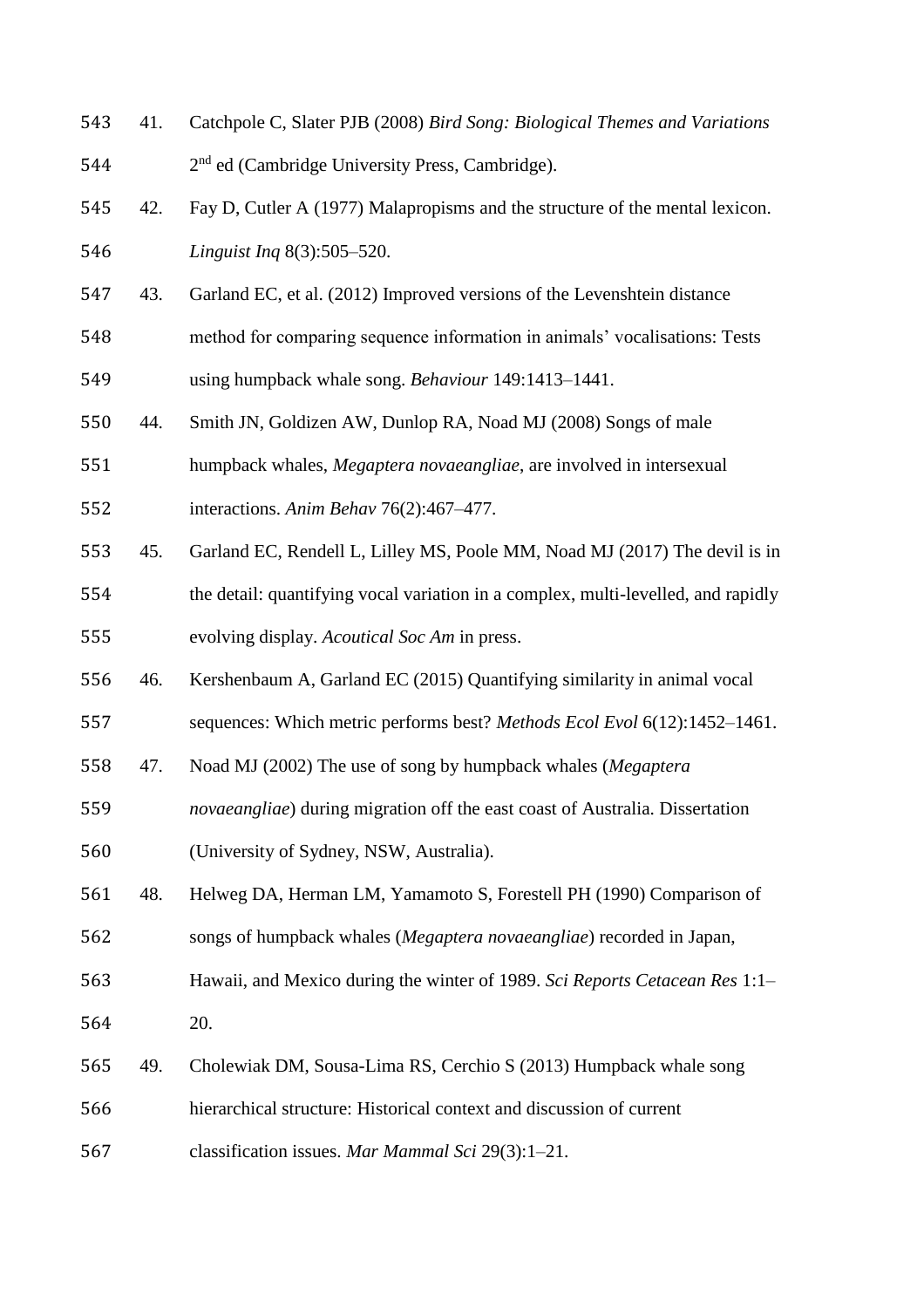41. Catchpole C, Slater PJB (2008) *Bird Song: Biological Themes and Variations* 2nd ed (Cambridge University Press, Cambridge).
42. Fay D, Cutler A (1977) Malapropisms and the structure of the mental lexicon. *Linguist Inq* 8(3):505–520.
43. Garland EC, et al. (2012) Improved versions of the Levenshtein distance method for comparing sequence information in animals' vocalisations: Tests using humpback whale song. *Behaviour* 149:1413–1441.
44. Smith JN, Goldizen AW, Dunlop RA, Noad MJ (2008) Songs of male humpback whales, *Megaptera novaeangliae*, are involved in intersexual interactions. *Anim Behav* 76(2):467–477.
45. Garland EC, Rendell L, Lilley MS, Poole MM, Noad MJ (2017) The devil is in the detail: quantifying vocal variation in a complex, multi-levelled, and rapidly evolving display. *Acoutical Soc Am* in press.
46. Kershenbaum A, Garland EC (2015) Quantifying similarity in animal vocal sequences: Which metric performs best? *Methods Ecol Evol* 6(12):1452–1461.
47. Noad MJ (2002) The use of song by humpback whales (*Megaptera novaeangliae*) during migration off the east coast of Australia. Dissertation (University of Sydney, NSW, Australia).
48. Helweg DA, Herman LM, Yamamoto S, Forestell PH (1990) Comparison of songs of humpback whales (*Megaptera novaeangliae*) recorded in Japan, Hawaii, and Mexico during the winter of 1989. *Sci Reports Cetacean Res* 1:1–20.
49. Cholewiak DM, Sousa-Lima RS, Cerchio S (2013) Humpback whale song hierarchical structure: Historical context and discussion of current classification issues. *Mar Mammal Sci* 29(3):1–21.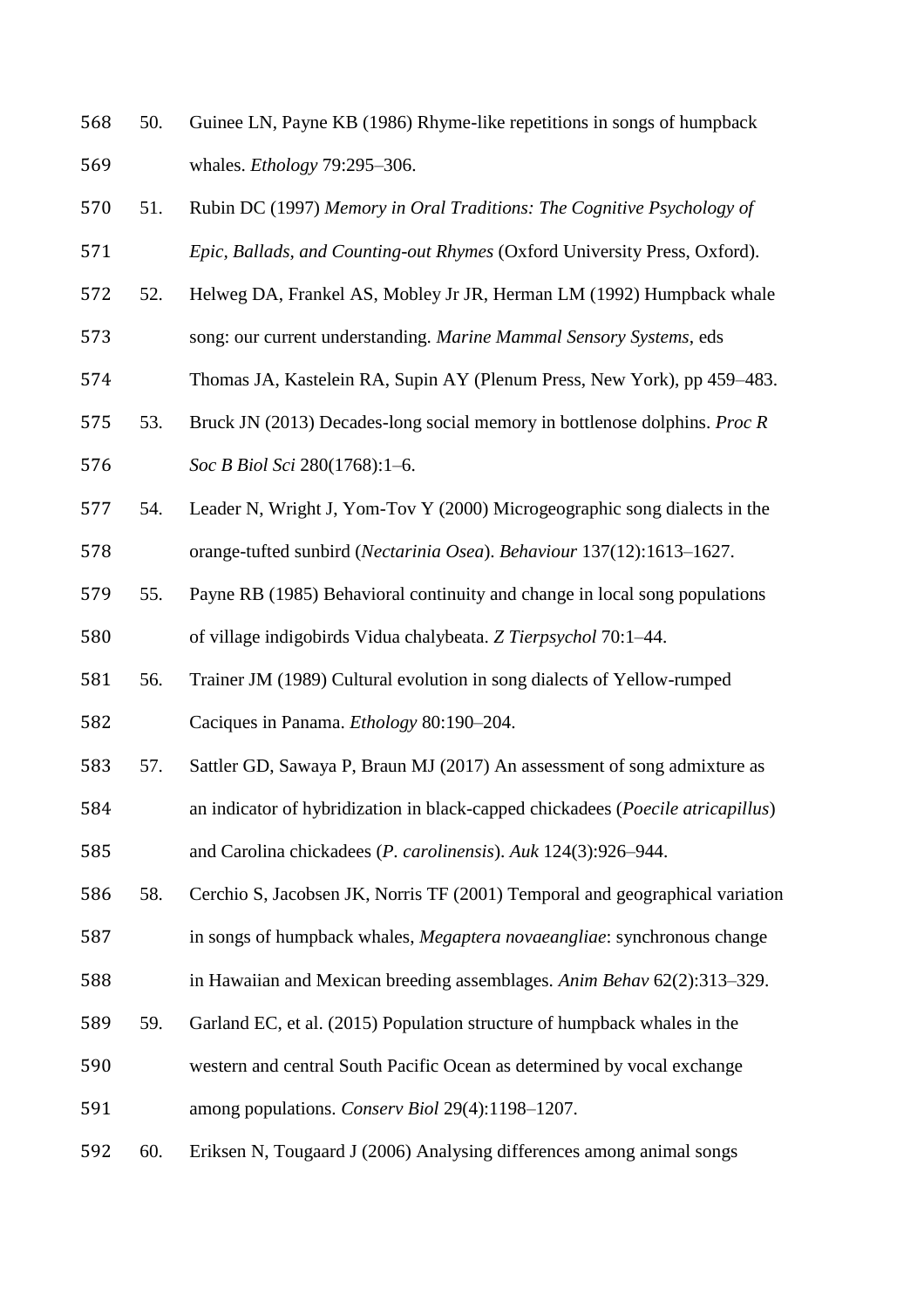50. Guinee LN, Payne KB (1986) Rhyme-like repetitions in songs of humpback whales. *Ethology* 79:295–306.
51. Rubin DC (1997) *Memory in Oral Traditions: The Cognitive Psychology of Epic, Ballads, and Counting-out Rhymes* (Oxford University Press, Oxford).
52. Helweg DA, Frankel AS, Mobley Jr JR, Herman LM (1992) Humpback whale song: our current understanding. *Marine Mammal Sensory Systems*, eds Thomas JA, Kastelein RA, Supin AY (Plenum Press, New York), pp 459–483.
53. Bruck JN (2013) Decades-long social memory in bottlenose dolphins. *Proc R Soc B Biol Sci* 280(1768):1–6.
54. Leader N, Wright J, Yom-Tov Y (2000) Microgeographic song dialects in the orange-tufted sunbird (*Nectarinia Osea*). *Behaviour* 137(12):1613–1627.
55. Payne RB (1985) Behavioral continuity and change in local song populations of village indigobirds Vidua chalybeata. *Z Tierpsychol* 70:1–44.
56. Trainer JM (1989) Cultural evolution in song dialects of Yellow-rumped Caciques in Panama. *Ethology* 80:190–204.
57. Sattler GD, Sawaya P, Braun MJ (2017) An assessment of song admixture as an indicator of hybridization in black-capped chickadees (*Poecile atricapillus*) and Carolina chickadees (*P. carolinensis*). *Auk* 124(3):926–944.
58. Cerchio S, Jacobsen JK, Norris TF (2001) Temporal and geographical variation in songs of humpback whales, *Megaptera novaeangliae*: synchronous change in Hawaiian and Mexican breeding assemblages. *Anim Behav* 62(2):313–329.
59. Garland EC, et al. (2015) Population structure of humpback whales in the western and central South Pacific Ocean as determined by vocal exchange among populations. *Conserv Biol* 29(4):1198–1207.
60. Eriksen N, Tougaard J (2006) Analysing differences among animal songs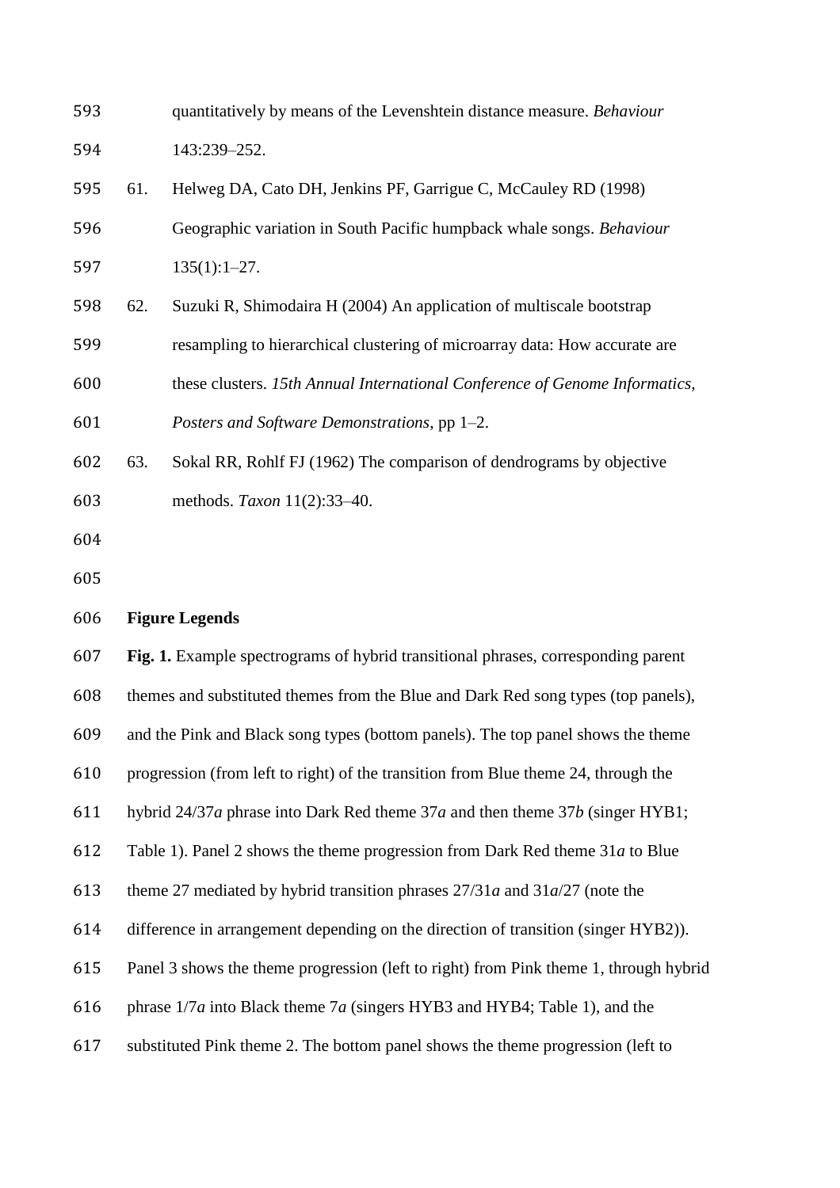quantitatively by means of the Levenshtein distance measure. *Behaviour* 143:239–252.

61. Helweg DA, Cato DH, Jenkins PF, Garrigue C, McCauley RD (1998) Geographic variation in South Pacific humpback whale songs. *Behaviour* 135(1):1–27.

62. Suzuki R, Shimodaira H (2004) An application of multiscale bootstrap resampling to hierarchical clustering of microarray data: How accurate are these clusters. *15th Annual International Conference of Genome Informatics, Posters and Software Demonstrations*, pp 1–2.

63. Sokal RR, Rohlf FJ (1962) The comparison of dendrograms by objective methods. *Taxon* 11(2):33–40.

## Figure Legends

**Fig. 1.** Example spectrograms of hybrid transitional phrases, corresponding parent themes and substituted themes from the Blue and Dark Red song types (top panels), and the Pink and Black song types (bottom panels). The top panel shows the theme progression (from left to right) of the transition from Blue theme 24, through the hybrid 24/37*a* phrase into Dark Red theme 37*a* and then theme 37*b* (singer HYB1; Table 1). Panel 2 shows the theme progression from Dark Red theme 31*a* to Blue theme 27 mediated by hybrid transition phrases 27/31*a* and 31*a*/27 (note the difference in arrangement depending on the direction of transition (singer HYB2)). Panel 3 shows the theme progression (left to right) from Pink theme 1, through hybrid phrase 1/7*a* into Black theme 7*a* (singers HYB3 and HYB4; Table 1), and the substituted Pink theme 2. The bottom panel shows the theme progression (left to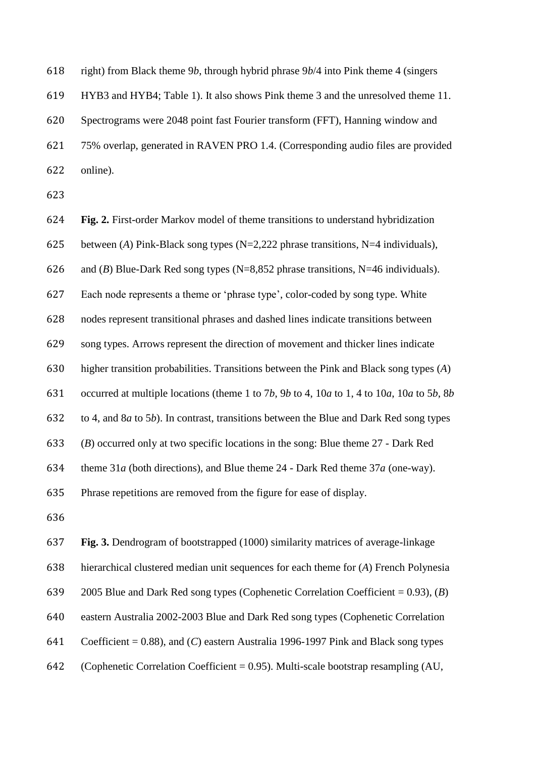right) from Black theme 9*b*, through hybrid phrase 9*b*/4 into Pink theme 4 (singers HYB3 and HYB4; Table 1). It also shows Pink theme 3 and the unresolved theme 11. Spectrograms were 2048 point fast Fourier transform (FFT), Hanning window and 75% overlap, generated in RAVEN PRO 1.4. (Corresponding audio files are provided online).

**Fig. 2.** First-order Markov model of theme transitions to understand hybridization between (*A*) Pink-Black song types (N=2,222 phrase transitions, N=4 individuals), and (*B*) Blue-Dark Red song types (N=8,852 phrase transitions, N=46 individuals). Each node represents a theme or 'phrase type', color-coded by song type. White nodes represent transitional phrases and dashed lines indicate transitions between song types. Arrows represent the direction of movement and thicker lines indicate higher transition probabilities. Transitions between the Pink and Black song types (*A*) occurred at multiple locations (theme 1 to 7*b*, 9*b* to 4, 10*a* to 1, 4 to 10*a*, 10*a* to 5*b*, 8*b* to 4, and 8*a* to 5*b*). In contrast, transitions between the Blue and Dark Red song types (*B*) occurred only at two specific locations in the song: Blue theme 27 - Dark Red theme 31*a* (both directions), and Blue theme 24 - Dark Red theme 37*a* (one-way). Phrase repetitions are removed from the figure for ease of display.

**Fig. 3.** Dendrogram of bootstrapped (1000) similarity matrices of average-linkage hierarchical clustered median unit sequences for each theme for (*A*) French Polynesia 2005 Blue and Dark Red song types (Cophenetic Correlation Coefficient = 0.93), (*B*) eastern Australia 2002-2003 Blue and Dark Red song types (Cophenetic Correlation Coefficient = 0.88), and (*C*) eastern Australia 1996-1997 Pink and Black song types (Cophenetic Correlation Coefficient = 0.95). Multi-scale bootstrap resampling (AU,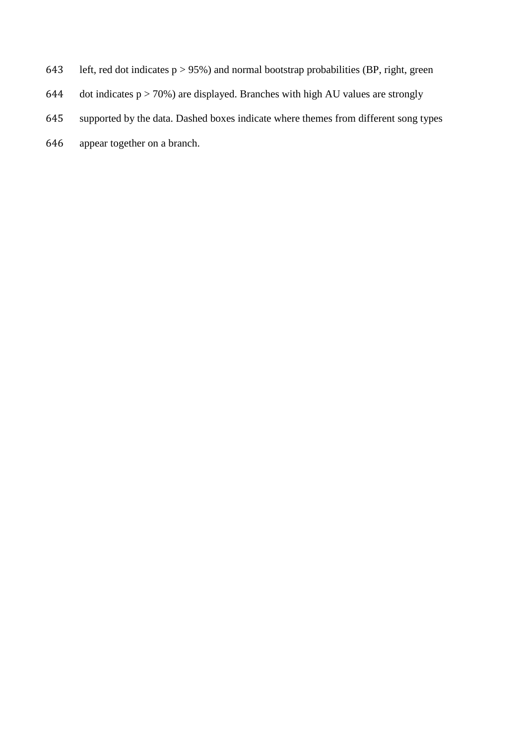left, red dot indicates $p > 95\%$) and normal bootstrap probabilities (BP, right, green dot indicates $p > 70\%$) are displayed. Branches with high AU values are strongly supported by the data. Dashed boxes indicate where themes from different song types appear together on a branch.